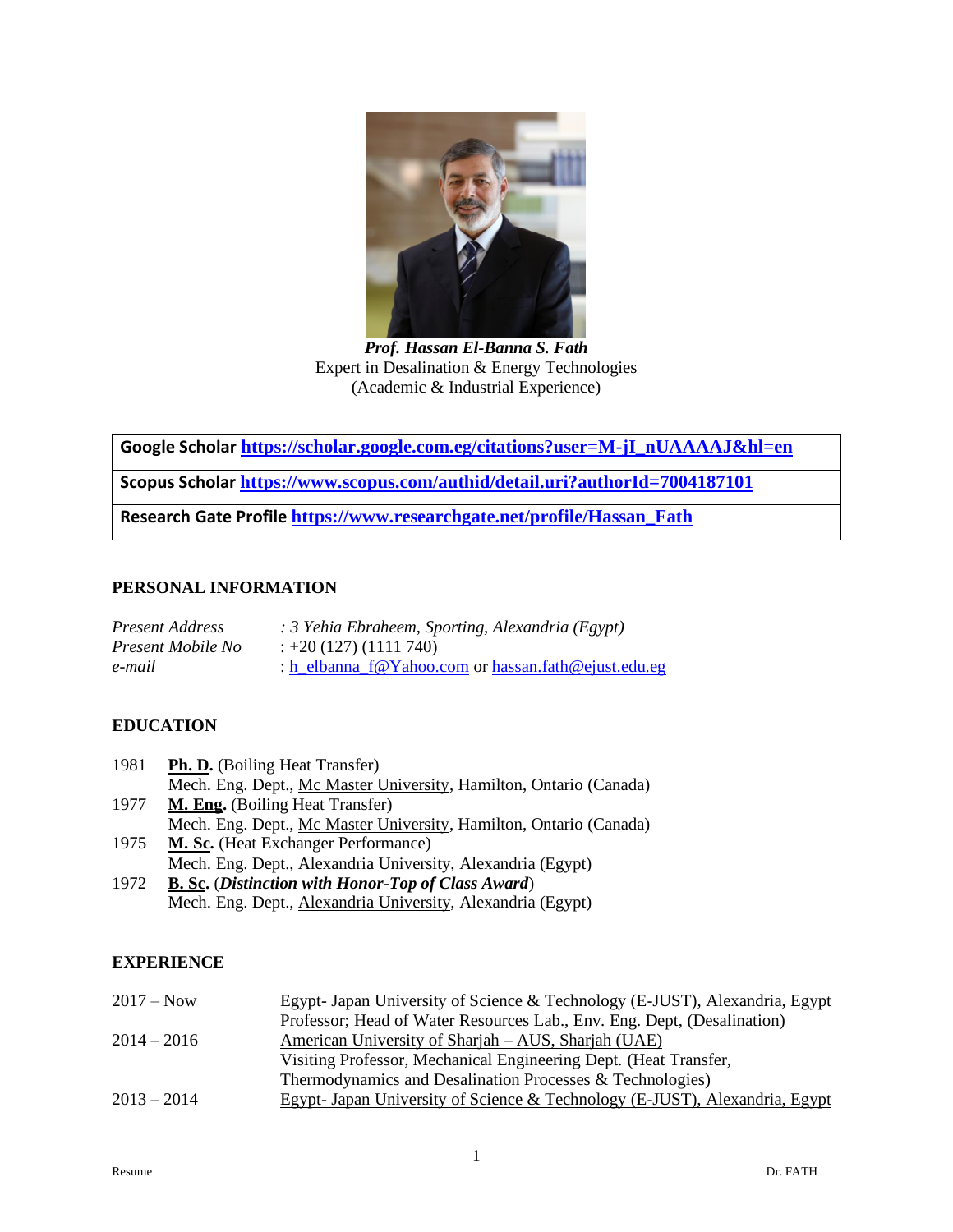***Prof. Hassan El-Banna S. Fath***
Expert in Desalination & Energy Technologies
(Academic & Industrial Experience)

| |
|---|
| **Google Scholar** **https://scholar.google.com.eg/citations?user=M-jI_nUAAAAJ&hl=en** |
| **Scopus Scholar** **https://www.scopus.com/authid/detail.uri?authorId=7004187101** |
| **Research Gate Profile** **https://www.researchgate.net/profile/Hassan_Fath** |

## PERSONAL INFORMATION

| | |
|---|---|
| *Present Address* | *: 3 Yehia Ebraheem, Sporting, Alexandria (Egypt)* |
| *Present Mobile No* | : +20 (127) (1111 740) |
| *e-mail* | : h_elbanna_f@Yahoo.com or hassan.fath@ejust.edu.eg |

## EDUCATION

- 1981 **Ph. D.** (Boiling Heat Transfer)
  Mech. Eng. Dept., Mc Master University, Hamilton, Ontario (Canada)
- 1977 **M. Eng.** (Boiling Heat Transfer)
  Mech. Eng. Dept., Mc Master University, Hamilton, Ontario (Canada)
- 1975 **M. Sc.** (Heat Exchanger Performance)
  Mech. Eng. Dept., Alexandria University, Alexandria (Egypt)
- 1972 **B. Sc.** (***Distinction with Honor-Top of Class Award***)
  Mech. Eng. Dept., Alexandria University, Alexandria (Egypt)

## EXPERIENCE

| | |
|---|---|
| 2017 – Now | Egypt- Japan University of Science & Technology (E-JUST), Alexandria, Egypt<br>Professor; Head of Water Resources Lab., Env. Eng. Dept, (Desalination) |
| 2014 – 2016 | American University of Sharjah – AUS, Sharjah (UAE)<br>Visiting Professor, Mechanical Engineering Dept. (Heat Transfer, Thermodynamics and Desalination Processes & Technologies) |
| 2013 – 2014 | Egypt- Japan University of Science & Technology (E-JUST), Alexandria, Egypt |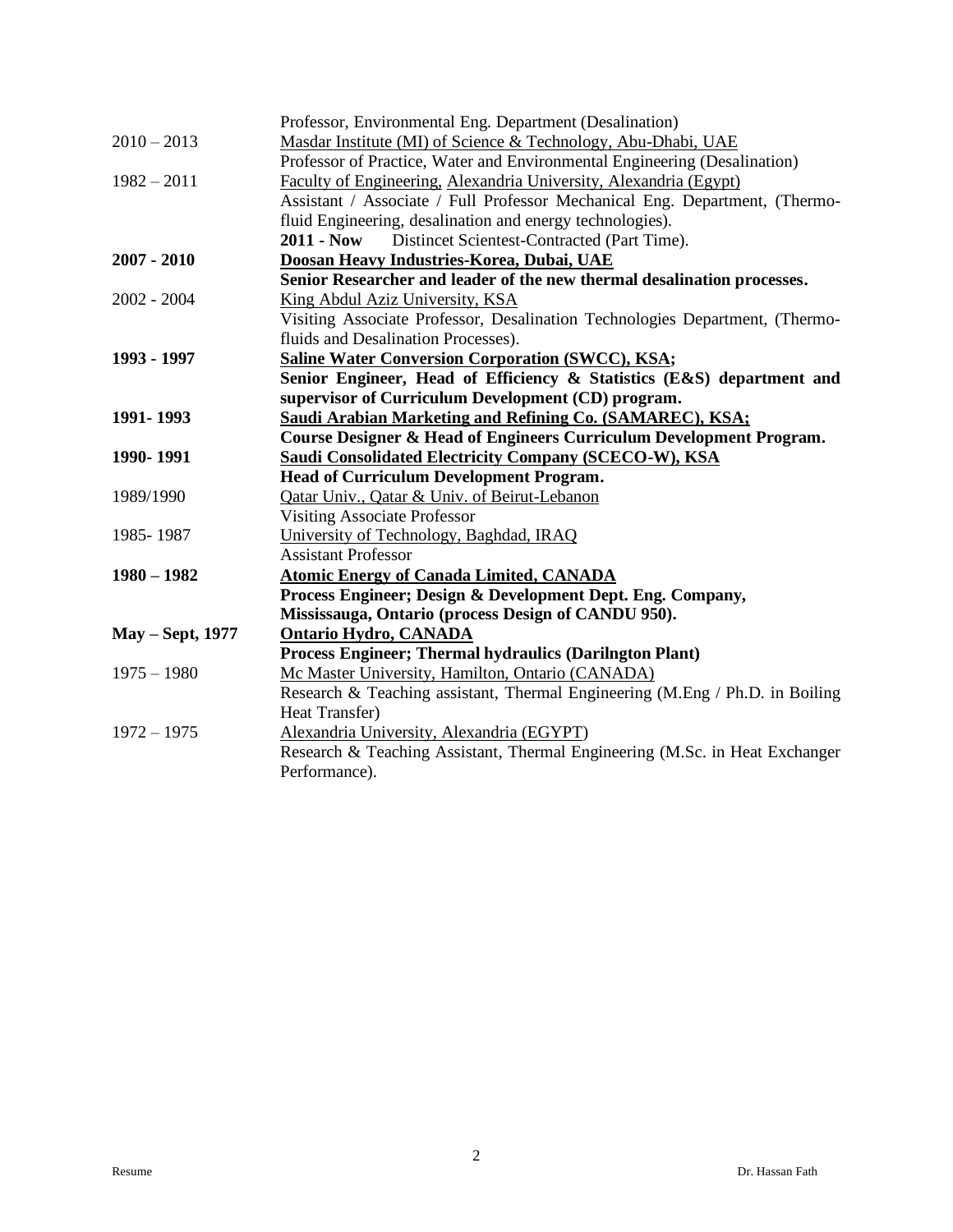| | |
|---|---|
| | Professor, Environmental Eng. Department (Desalination) |
| 2010 – 2013 | Masdar Institute (MI) of Science & Technology, Abu-Dhabi, UAE |
| | Professor of Practice, Water and Environmental Engineering (Desalination) |
| 1982 – 2011 | Faculty of Engineering, Alexandria University, Alexandria (Egypt) |
| | Assistant / Associate / Full Professor Mechanical Eng. Department, (Thermo-fluid Engineering, desalination and energy technologies). |
| | **2011 - Now** Distincet Scientest-Contracted (Part Time). |
| **2007 - 2010** | **Doosan Heavy Industries-Korea, Dubai, UAE** |
| | **Senior Researcher and leader of the new thermal desalination processes.** |
| 2002 - 2004 | King Abdul Aziz University, KSA |
| | Visiting Associate Professor, Desalination Technologies Department, (Thermo-fluids and Desalination Processes). |
| **1993 - 1997** | **Saline Water Conversion Corporation (SWCC), KSA;** |
| | **Senior Engineer, Head of Efficiency & Statistics (E&S) department and supervisor of Curriculum Development (CD) program.** |
| **1991- 1993** | **Saudi Arabian Marketing and Refining Co. (SAMAREC), KSA;** |
| | **Course Designer & Head of Engineers Curriculum Development Program.** |
| **1990- 1991** | **Saudi Consolidated Electricity Company (SCECO-W), KSA** |
| | **Head of Curriculum Development Program.** |
| 1989/1990 | Qatar Univ., Qatar & Univ. of Beirut-Lebanon |
| | Visiting Associate Professor |
| 1985- 1987 | University of Technology, Baghdad, IRAQ |
| | Assistant Professor |
| **1980 – 1982** | **Atomic Energy of Canada Limited, CANADA** |
| | **Process Engineer; Design & Development Dept. Eng. Company, Mississauga, Ontario (process Design of CANDU 950).** |
| **May – Sept, 1977** | **Ontario Hydro, CANADA** |
| | **Process Engineer; Thermal hydraulics (Darilngton Plant)** |
| 1975 – 1980 | Mc Master University, Hamilton, Ontario (CANADA) |
| | Research & Teaching assistant, Thermal Engineering (M.Eng / Ph.D. in Boiling Heat Transfer) |
| 1972 – 1975 | Alexandria University, Alexandria (EGYPT) |
| | Research & Teaching Assistant, Thermal Engineering (M.Sc. in Heat Exchanger Performance). |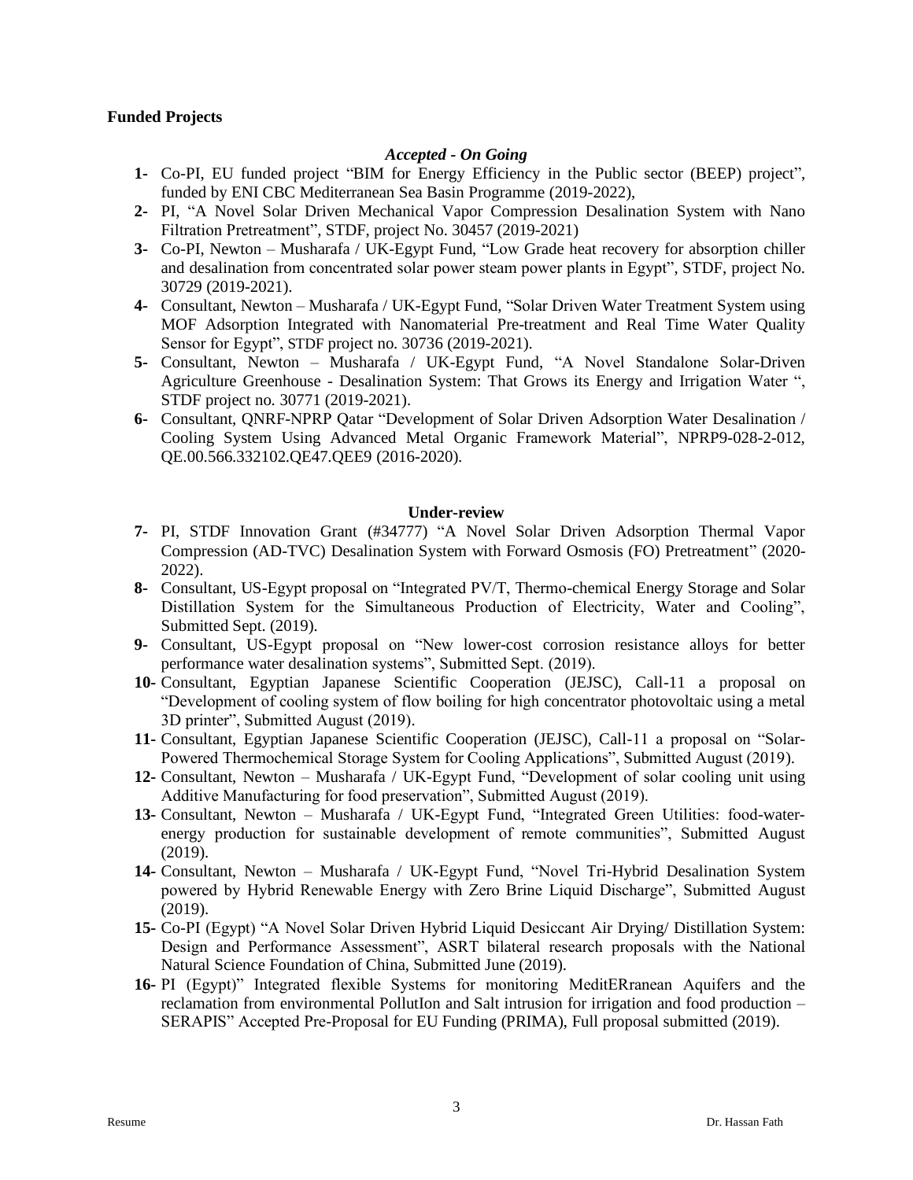**Funded Projects**

***Accepted - On Going***

1- Co-PI, EU funded project "BIM for Energy Efficiency in the Public sector (BEEP) project", funded by ENI CBC Mediterranean Sea Basin Programme (2019-2022),
2- PI, "A Novel Solar Driven Mechanical Vapor Compression Desalination System with Nano Filtration Pretreatment", STDF, project No. 30457 (2019-2021)
3- Co-PI, Newton – Musharafa / UK-Egypt Fund, "Low Grade heat recovery for absorption chiller and desalination from concentrated solar power steam power plants in Egypt", STDF, project No. 30729 (2019-2021).
4- Consultant, Newton – Musharafa / UK-Egypt Fund, "Solar Driven Water Treatment System using MOF Adsorption Integrated with Nanomaterial Pre-treatment and Real Time Water Quality Sensor for Egypt", STDF project no. 30736 (2019-2021).
5- Consultant, Newton – Musharafa / UK-Egypt Fund, "A Novel Standalone Solar-Driven Agriculture Greenhouse - Desalination System: That Grows its Energy and Irrigation Water ", STDF project no. 30771 (2019-2021).
6- Consultant, QNRF-NPRP Qatar "Development of Solar Driven Adsorption Water Desalination / Cooling System Using Advanced Metal Organic Framework Material", NPRP9-028-2-012, QE.00.566.332102.QE47.QEE9 (2016-2020).

**Under-review**

7- PI, STDF Innovation Grant (#34777) "A Novel Solar Driven Adsorption Thermal Vapor Compression (AD-TVC) Desalination System with Forward Osmosis (FO) Pretreatment" (2020-2022).
8- Consultant, US-Egypt proposal on "Integrated PV/T, Thermo-chemical Energy Storage and Solar Distillation System for the Simultaneous Production of Electricity, Water and Cooling", Submitted Sept. (2019).
9- Consultant, US-Egypt proposal on "New lower-cost corrosion resistance alloys for better performance water desalination systems", Submitted Sept. (2019).
10- Consultant, Egyptian Japanese Scientific Cooperation (JEJSC), Call-11 a proposal on "Development of cooling system of flow boiling for high concentrator photovoltaic using a metal 3D printer", Submitted August (2019).
11- Consultant, Egyptian Japanese Scientific Cooperation (JEJSC), Call-11 a proposal on "Solar-Powered Thermochemical Storage System for Cooling Applications", Submitted August (2019).
12- Consultant, Newton – Musharafa / UK-Egypt Fund, "Development of solar cooling unit using Additive Manufacturing for food preservation", Submitted August (2019).
13- Consultant, Newton – Musharafa / UK-Egypt Fund, "Integrated Green Utilities: food-water-energy production for sustainable development of remote communities", Submitted August (2019).
14- Consultant, Newton – Musharafa / UK-Egypt Fund, "Novel Tri-Hybrid Desalination System powered by Hybrid Renewable Energy with Zero Brine Liquid Discharge", Submitted August (2019).
15- Co-PI (Egypt) "A Novel Solar Driven Hybrid Liquid Desiccant Air Drying/ Distillation System: Design and Performance Assessment", ASRT bilateral research proposals with the National Natural Science Foundation of China, Submitted June (2019).
16- PI (Egypt)" Integrated flexible Systems for monitoring MeditERranean Aquifers and the reclamation from environmental PollutIon and Salt intrusion for irrigation and food production – SERAPIS" Accepted Pre-Proposal for EU Funding (PRIMA), Full proposal submitted (2019).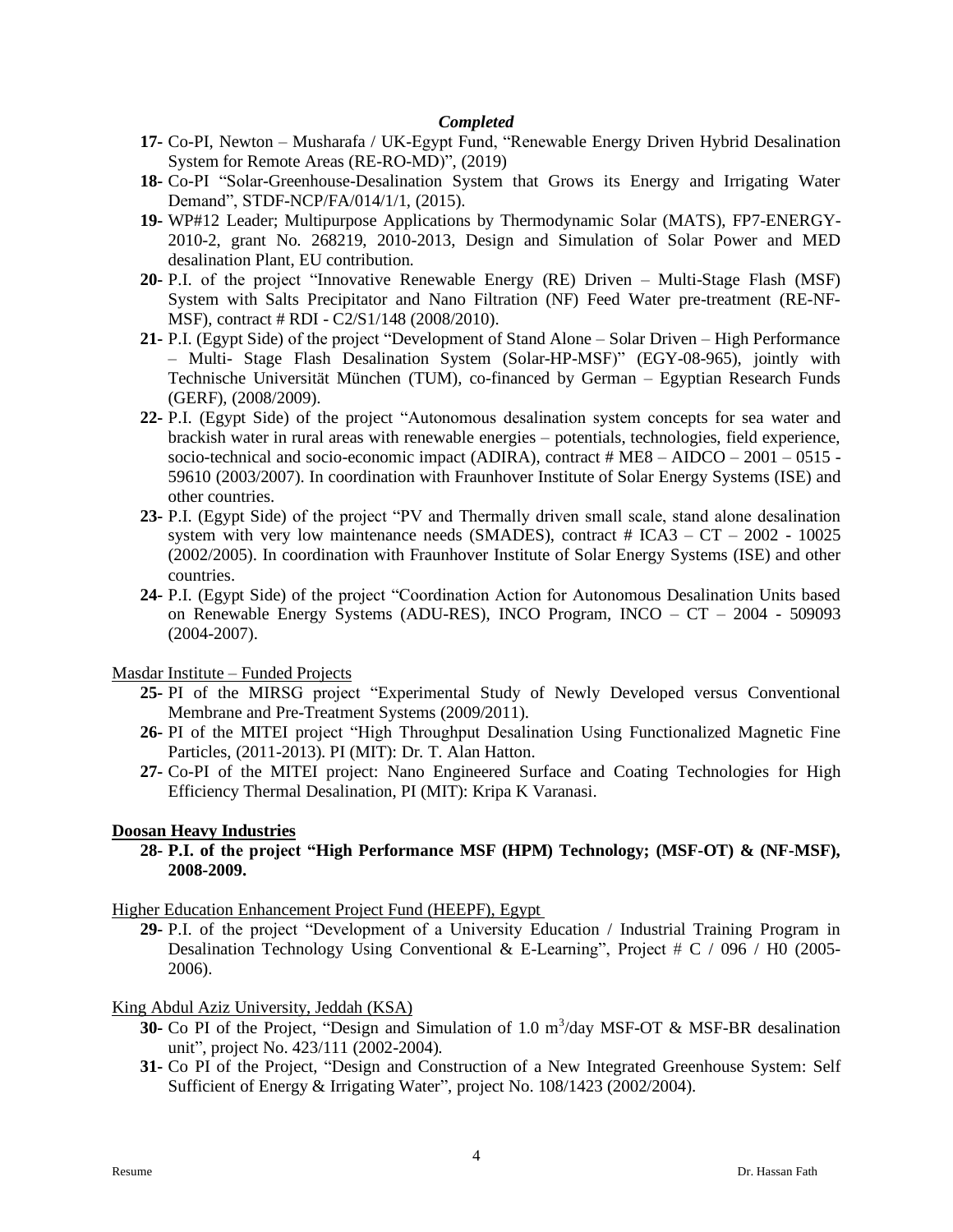***Completed***

17- Co-PI, Newton – Musharafa / UK-Egypt Fund, "Renewable Energy Driven Hybrid Desalination System for Remote Areas (RE-RO-MD)", (2019)

18- Co-PI "Solar-Greenhouse-Desalination System that Grows its Energy and Irrigating Water Demand", STDF-NCP/FA/014/1/1, (2015).

19- WP#12 Leader; Multipurpose Applications by Thermodynamic Solar (MATS), FP7-ENERGY-2010-2, grant No. 268219, 2010-2013, Design and Simulation of Solar Power and MED desalination Plant, EU contribution.

20- P.I. of the project "Innovative Renewable Energy (RE) Driven – Multi-Stage Flash (MSF) System with Salts Precipitator and Nano Filtration (NF) Feed Water pre-treatment (RE-NF-MSF), contract # RDI - C2/S1/148 (2008/2010).

21- P.I. (Egypt Side) of the project "Development of Stand Alone – Solar Driven – High Performance – Multi- Stage Flash Desalination System (Solar-HP-MSF)" (EGY-08-965), jointly with Technische Universität München (TUM), co-financed by German – Egyptian Research Funds (GERF), (2008/2009).

22- P.I. (Egypt Side) of the project "Autonomous desalination system concepts for sea water and brackish water in rural areas with renewable energies – potentials, technologies, field experience, socio-technical and socio-economic impact (ADIRA), contract # ME8 – AIDCO – 2001 – 0515 - 59610 (2003/2007). In coordination with Fraunhover Institute of Solar Energy Systems (ISE) and other countries.

23- P.I. (Egypt Side) of the project "PV and Thermally driven small scale, stand alone desalination system with very low maintenance needs (SMADES), contract # ICA3 – CT – 2002 - 10025 (2002/2005). In coordination with Fraunhover Institute of Solar Energy Systems (ISE) and other countries.

24- P.I. (Egypt Side) of the project "Coordination Action for Autonomous Desalination Units based on Renewable Energy Systems (ADU-RES), INCO Program, INCO – CT – 2004 - 509093 (2004-2007).

Masdar Institute – Funded Projects

25- PI of the MIRSG project "Experimental Study of Newly Developed versus Conventional Membrane and Pre-Treatment Systems (2009/2011).

26- PI of the MITEI project "High Throughput Desalination Using Functionalized Magnetic Fine Particles, (2011-2013). PI (MIT): Dr. T. Alan Hatton.

27- Co-PI of the MITEI project: Nano Engineered Surface and Coating Technologies for High Efficiency Thermal Desalination, PI (MIT): Kripa K Varanasi.

**Doosan Heavy Industries**

**28- P.I. of the project "High Performance MSF (HPM) Technology; (MSF-OT) & (NF-MSF), 2008-2009.**

Higher Education Enhancement Project Fund (HEEPF), Egypt

29- P.I. of the project "Development of a University Education / Industrial Training Program in Desalination Technology Using Conventional & E-Learning", Project # C / 096 / H0 (2005-2006).

King Abdul Aziz University, Jeddah (KSA)

30- Co PI of the Project, "Design and Simulation of 1.0 $m^3$/day MSF-OT & MSF-BR desalination unit", project No. 423/111 (2002-2004).

31- Co PI of the Project, "Design and Construction of a New Integrated Greenhouse System: Self Sufficient of Energy & Irrigating Water", project No. 108/1423 (2002/2004).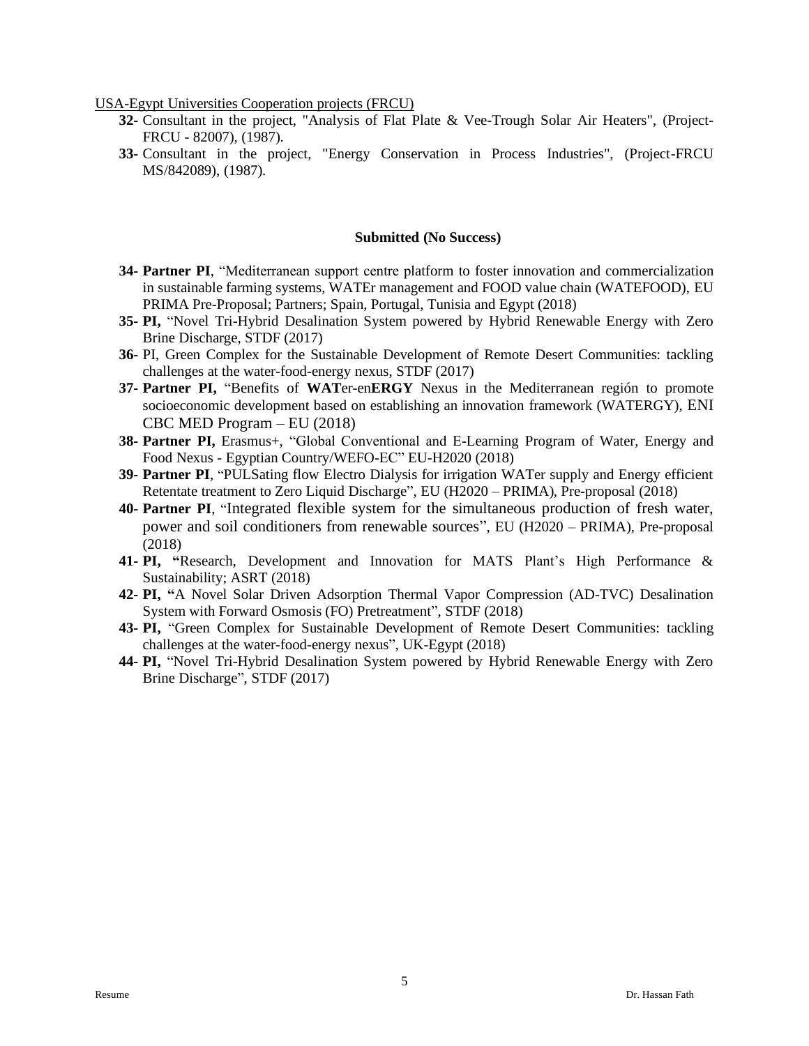<u>USA-Egypt Universities Cooperation projects (FRCU)</u>

**32-** Consultant in the project, "Analysis of Flat Plate & Vee-Trough Solar Air Heaters", (Project-FRCU - 82007), (1987).

**33-** Consultant in the project, "Energy Conservation in Process Industries", (Project-FRCU MS/842089), (1987).

**Submitted (No Success)**

**34- Partner PI**, "Mediterranean support centre platform to foster innovation and commercialization in sustainable farming systems, WATEr management and FOOD value chain (WATEFOOD), EU PRIMA Pre-Proposal; Partners; Spain, Portugal, Tunisia and Egypt (2018)

**35- PI,** "Novel Tri-Hybrid Desalination System powered by Hybrid Renewable Energy with Zero Brine Discharge, STDF (2017)

**36-** PI, Green Complex for the Sustainable Development of Remote Desert Communities: tackling challenges at the water-food-energy nexus, STDF (2017)

**37- Partner PI,** "Benefits of **WAT**er-en**ERGY** Nexus in the Mediterranean región to promote socioeconomic development based on establishing an innovation framework (WATERGY), ENI CBC MED Program – EU (2018)

**38- Partner PI,** Erasmus+, "Global Conventional and E-Learning Program of Water, Energy and Food Nexus - Egyptian Country/WEFO-EC" EU-H2020 (2018)

**39- Partner PI**, "PULSating flow Electro Dialysis for irrigation WATer supply and Energy efficient Retentate treatment to Zero Liquid Discharge", EU (H2020 – PRIMA), Pre-proposal (2018)

**40- Partner PI**, "Integrated flexible system for the simultaneous production of fresh water, power and soil conditioners from renewable sources", EU (H2020 – PRIMA), Pre-proposal (2018)

**41- PI, "**Research, Development and Innovation for MATS Plant's High Performance & Sustainability; ASRT (2018)

**42- PI, "**A Novel Solar Driven Adsorption Thermal Vapor Compression (AD-TVC) Desalination System with Forward Osmosis (FO) Pretreatment", STDF (2018)

**43- PI,** "Green Complex for Sustainable Development of Remote Desert Communities: tackling challenges at the water-food-energy nexus", UK-Egypt (2018)

**44- PI,** "Novel Tri-Hybrid Desalination System powered by Hybrid Renewable Energy with Zero Brine Discharge", STDF (2017)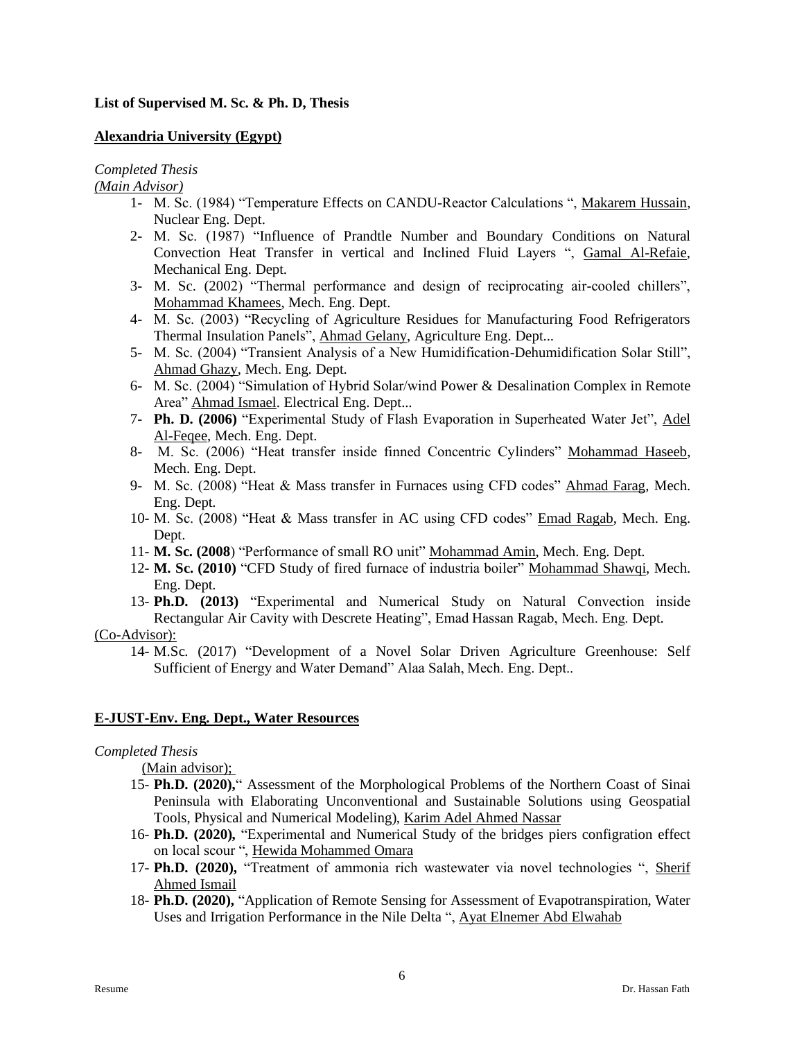**List of Supervised M. Sc. & Ph. D, Thesis**

**Alexandria University (Egypt)**

*Completed Thesis*

*(Main Advisor)*

1- M. Sc. (1984) "Temperature Effects on CANDU-Reactor Calculations ", Makarem Hussain, Nuclear Eng. Dept.
2- M. Sc. (1987) "Influence of Prandtle Number and Boundary Conditions on Natural Convection Heat Transfer in vertical and Inclined Fluid Layers ", Gamal Al-Refaie, Mechanical Eng. Dept.
3- M. Sc. (2002) "Thermal performance and design of reciprocating air-cooled chillers", Mohammad Khamees, Mech. Eng. Dept.
4- M. Sc. (2003) "Recycling of Agriculture Residues for Manufacturing Food Refrigerators Thermal Insulation Panels", Ahmad Gelany, Agriculture Eng. Dept...
5- M. Sc. (2004) "Transient Analysis of a New Humidification-Dehumidification Solar Still", Ahmad Ghazy, Mech. Eng. Dept.
6- M. Sc. (2004) "Simulation of Hybrid Solar/wind Power & Desalination Complex in Remote Area" Ahmad Ismael. Electrical Eng. Dept...
7- **Ph. D. (2006)** "Experimental Study of Flash Evaporation in Superheated Water Jet", Adel Al-Feqee, Mech. Eng. Dept.
8- M. Sc. (2006) "Heat transfer inside finned Concentric Cylinders" Mohammad Haseeb, Mech. Eng. Dept.
9- M. Sc. (2008) "Heat & Mass transfer in Furnaces using CFD codes" Ahmad Farag, Mech. Eng. Dept.
10- M. Sc. (2008) "Heat & Mass transfer in AC using CFD codes" Emad Ragab, Mech. Eng. Dept.
11- **M. Sc. (2008**) "Performance of small RO unit" Mohammad Amin, Mech. Eng. Dept.
12- **M. Sc. (2010)** "CFD Study of fired furnace of industria boiler" Mohammad Shawqi, Mech. Eng. Dept.
13- **Ph.D. (2013)** "Experimental and Numerical Study on Natural Convection inside Rectangular Air Cavity with Descrete Heating", Emad Hassan Ragab, Mech. Eng. Dept.

(Co-Advisor):

14- M.Sc. (2017) "Development of a Novel Solar Driven Agriculture Greenhouse: Self Sufficient of Energy and Water Demand" Alaa Salah, Mech. Eng. Dept..

**E-JUST-Env. Eng. Dept., Water Resources**

*Completed Thesis*

(Main advisor);

15- **Ph.D. (2020),**" Assessment of the Morphological Problems of the Northern Coast of Sinai Peninsula with Elaborating Unconventional and Sustainable Solutions using Geospatial Tools, Physical and Numerical Modeling), Karim Adel Ahmed Nassar
16- **Ph.D. (2020),** "Experimental and Numerical Study of the bridges piers configration effect on local scour ", Hewida Mohammed Omara
17- **Ph.D. (2020),** "Treatment of ammonia rich wastewater via novel technologies ", Sherif Ahmed Ismail
18- **Ph.D. (2020),** "Application of Remote Sensing for Assessment of Evapotranspiration, Water Uses and Irrigation Performance in the Nile Delta ", Ayat Elnemer Abd Elwahab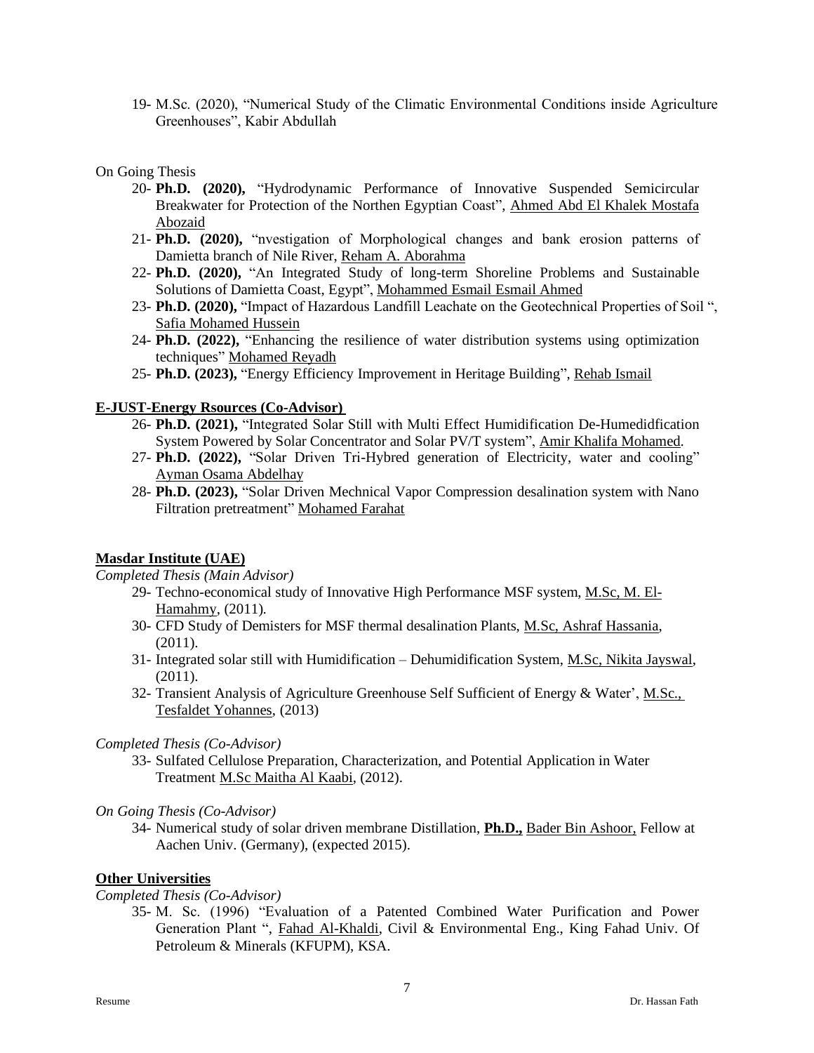19- M.Sc. (2020), "Numerical Study of the Climatic Environmental Conditions inside Agriculture Greenhouses", Kabir Abdullah

On Going Thesis

20- **Ph.D. (2020),** "Hydrodynamic Performance of Innovative Suspended Semicircular Breakwater for Protection of the Northen Egyptian Coast", Ahmed Abd El Khalek Mostafa Abozaid
21- **Ph.D. (2020),** "nvestigation of Morphological changes and bank erosion patterns of Damietta branch of Nile River, Reham A. Aborahma
22- **Ph.D. (2020),** "An Integrated Study of long-term Shoreline Problems and Sustainable Solutions of Damietta Coast, Egypt", Mohammed Esmail Esmail Ahmed
23- **Ph.D. (2020),** "Impact of Hazardous Landfill Leachate on the Geotechnical Properties of Soil ", Safia Mohamed Hussein
24- **Ph.D. (2022),** "Enhancing the resilience of water distribution systems using optimization techniques" Mohamed Reyadh
25- **Ph.D. (2023),** "Energy Efficiency Improvement in Heritage Building", Rehab Ismail

**E-JUST-Energy Rsources (Co-Advisor)**

26- **Ph.D. (2021),** "Integrated Solar Still with Multi Effect Humidification De-Humedidfication System Powered by Solar Concentrator and Solar PV/T system", Amir Khalifa Mohamed.
27- **Ph.D. (2022),** "Solar Driven Tri-Hybred generation of Electricity, water and cooling" Ayman Osama Abdelhay
28- **Ph.D. (2023),** "Solar Driven Mechnical Vapor Compression desalination system with Nano Filtration pretreatment" Mohamed Farahat

**Masdar Institute (UAE)**

*Completed Thesis (Main Advisor)*

29- Techno-economical study of Innovative High Performance MSF system, M.Sc, M. El-Hamahmy, (2011).
30- CFD Study of Demisters for MSF thermal desalination Plants, M.Sc, Ashraf Hassania, (2011).
31- Integrated solar still with Humidification – Dehumidification System, M.Sc, Nikita Jayswal, (2011).
32- Transient Analysis of Agriculture Greenhouse Self Sufficient of Energy & Water', M.Sc., Tesfaldet Yohannes, (2013)

*Completed Thesis (Co-Advisor)*

33- Sulfated Cellulose Preparation, Characterization, and Potential Application in Water Treatment M.Sc Maitha Al Kaabi, (2012).

*On Going Thesis (Co-Advisor)*

34- Numerical study of solar driven membrane Distillation, **Ph.D.,** Bader Bin Ashoor, Fellow at Aachen Univ. (Germany), (expected 2015).

**Other Universities**

*Completed Thesis (Co-Advisor)*

35- M. Sc. (1996) "Evaluation of a Patented Combined Water Purification and Power Generation Plant ", Fahad Al-Khaldi, Civil & Environmental Eng., King Fahad Univ. Of Petroleum & Minerals (KFUPM), KSA.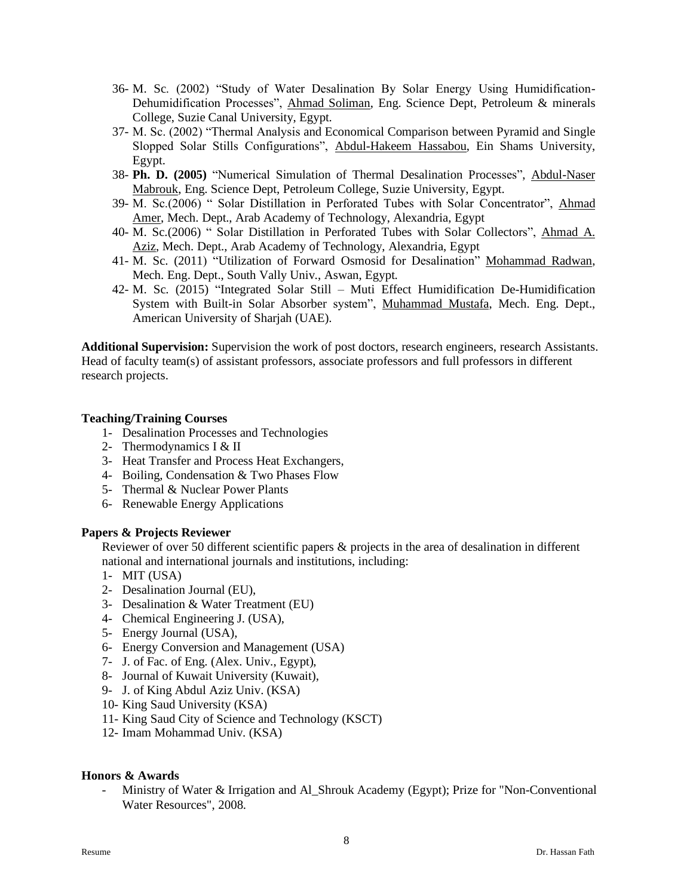36- M. Sc. (2002) "Study of Water Desalination By Solar Energy Using Humidification-Dehumidification Processes", Ahmad Soliman, Eng. Science Dept, Petroleum & minerals College, Suzie Canal University, Egypt.

37- M. Sc. (2002) "Thermal Analysis and Economical Comparison between Pyramid and Single Slopped Solar Stills Configurations", Abdul-Hakeem Hassabou, Ein Shams University, Egypt.

38- **Ph. D. (2005)** "Numerical Simulation of Thermal Desalination Processes", Abdul-Naser Mabrouk, Eng. Science Dept, Petroleum College, Suzie University, Egypt.

39- M. Sc.(2006) " Solar Distillation in Perforated Tubes with Solar Concentrator", Ahmad Amer, Mech. Dept., Arab Academy of Technology, Alexandria, Egypt

40- M. Sc.(2006) " Solar Distillation in Perforated Tubes with Solar Collectors", Ahmad A. Aziz, Mech. Dept., Arab Academy of Technology, Alexandria, Egypt

41- M. Sc. (2011) "Utilization of Forward Osmosid for Desalination" Mohammad Radwan, Mech. Eng. Dept., South Vally Univ., Aswan, Egypt.

42- M. Sc. (2015) "Integrated Solar Still – Muti Effect Humidification De-Humidification System with Built-in Solar Absorber system", Muhammad Mustafa, Mech. Eng. Dept., American University of Sharjah (UAE).

**Additional Supervision:** Supervision the work of post doctors, research engineers, research Assistants. Head of faculty team(s) of assistant professors, associate professors and full professors in different research projects.

### Teaching/Training Courses

1- Desalination Processes and Technologies
2- Thermodynamics I & II
3- Heat Transfer and Process Heat Exchangers,
4- Boiling, Condensation & Two Phases Flow
5- Thermal & Nuclear Power Plants
6- Renewable Energy Applications

### Papers & Projects Reviewer

Reviewer of over 50 different scientific papers & projects in the area of desalination in different national and international journals and institutions, including:

1- MIT (USA)
2- Desalination Journal (EU),
3- Desalination & Water Treatment (EU)
4- Chemical Engineering J. (USA),
5- Energy Journal (USA),
6- Energy Conversion and Management (USA)
7- J. of Fac. of Eng. (Alex. Univ., Egypt),
8- Journal of Kuwait University (Kuwait),
9- J. of King Abdul Aziz Univ. (KSA)
10- King Saud University (KSA)
11- King Saud City of Science and Technology (KSCT)
12- Imam Mohammad Univ. (KSA)

### Honors & Awards

- Ministry of Water & Irrigation and Al_Shrouk Academy (Egypt); Prize for "Non-Conventional Water Resources", 2008.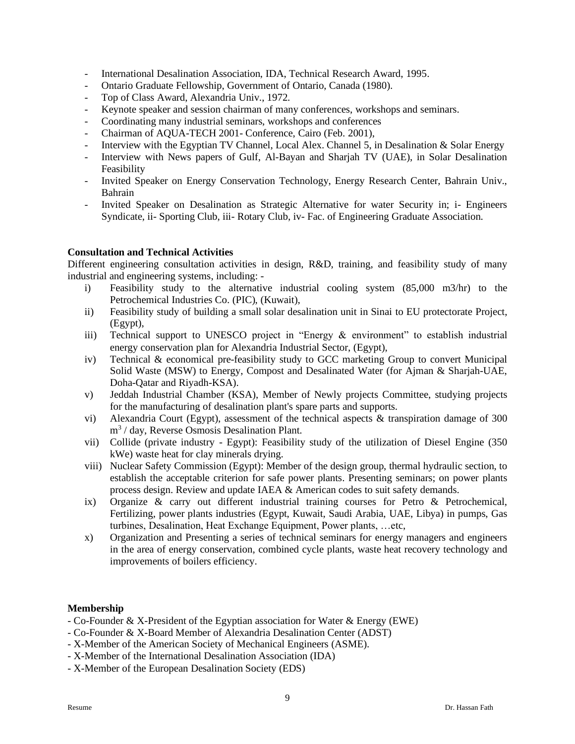- International Desalination Association, IDA, Technical Research Award, 1995.
- Ontario Graduate Fellowship, Government of Ontario, Canada (1980).
- Top of Class Award, Alexandria Univ., 1972.
- Keynote speaker and session chairman of many conferences, workshops and seminars.
- Coordinating many industrial seminars, workshops and conferences
- Chairman of AQUA-TECH 2001- Conference, Cairo (Feb. 2001),
- Interview with the Egyptian TV Channel, Local Alex. Channel 5, in Desalination & Solar Energy
- Interview with News papers of Gulf, Al-Bayan and Sharjah TV (UAE), in Solar Desalination Feasibility
- Invited Speaker on Energy Conservation Technology, Energy Research Center, Bahrain Univ., Bahrain
- Invited Speaker on Desalination as Strategic Alternative for water Security in; i- Engineers Syndicate, ii- Sporting Club, iii- Rotary Club, iv- Fac. of Engineering Graduate Association.

**Consultation and Technical Activities**

Different engineering consultation activities in design, R&D, training, and feasibility study of many industrial and engineering systems, including: -

i) Feasibility study to the alternative industrial cooling system (85,000 m3/hr) to the Petrochemical Industries Co. (PIC), (Kuwait),
ii) Feasibility study of building a small solar desalination unit in Sinai to EU protectorate Project, (Egypt),
iii) Technical support to UNESCO project in "Energy & environment" to establish industrial energy conservation plan for Alexandria Industrial Sector, (Egypt),
iv) Technical & economical pre-feasibility study to GCC marketing Group to convert Municipal Solid Waste (MSW) to Energy, Compost and Desalinated Water (for Ajman & Sharjah-UAE, Doha-Qatar and Riyadh-KSA).
v) Jeddah Industrial Chamber (KSA), Member of Newly projects Committee, studying projects for the manufacturing of desalination plant's spare parts and supports.
vi) Alexandria Court (Egypt), assessment of the technical aspects & transpiration damage of 300 $m^3$ / day, Reverse Osmosis Desalination Plant.
vii) Collide (private industry - Egypt): Feasibility study of the utilization of Diesel Engine (350 kWe) waste heat for clay minerals drying.
viii) Nuclear Safety Commission (Egypt): Member of the design group, thermal hydraulic section, to establish the acceptable criterion for safe power plants. Presenting seminars; on power plants process design. Review and update IAEA & American codes to suit safety demands.
ix) Organize & carry out different industrial training courses for Petro & Petrochemical, Fertilizing, power plants industries (Egypt, Kuwait, Saudi Arabia, UAE, Libya) in pumps, Gas turbines, Desalination, Heat Exchange Equipment, Power plants, …etc,
x) Organization and Presenting a series of technical seminars for energy managers and engineers in the area of energy conservation, combined cycle plants, waste heat recovery technology and improvements of boilers efficiency.

**Membership**

- Co-Founder & X-President of the Egyptian association for Water & Energy (EWE)
- Co-Founder & X-Board Member of Alexandria Desalination Center (ADST)
- X-Member of the American Society of Mechanical Engineers (ASME).
- X-Member of the International Desalination Association (IDA)
- X-Member of the European Desalination Society (EDS)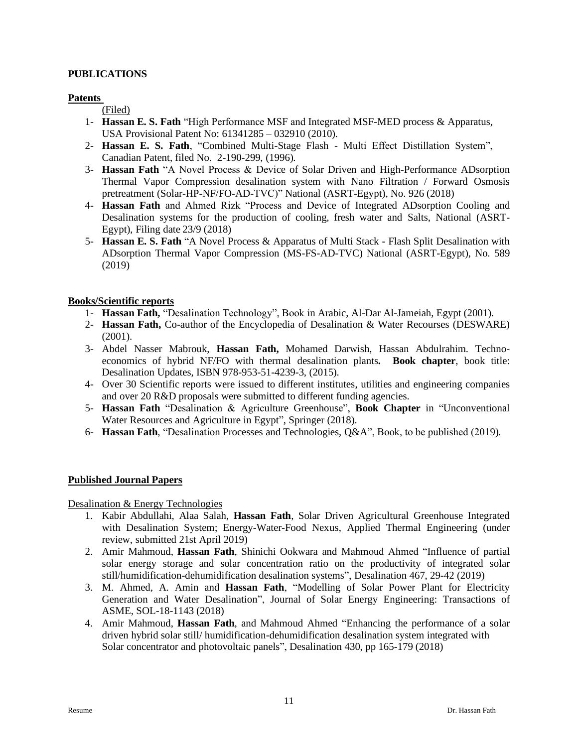## PUBLICATIONS

### Patents

(Filed)

1- **Hassan E. S. Fath** "High Performance MSF and Integrated MSF-MED process & Apparatus, USA Provisional Patent No: 61341285 – 032910 (2010).
2- **Hassan E. S. Fath**, "Combined Multi-Stage Flash - Multi Effect Distillation System", Canadian Patent, filed No. 2-190-299, (1996).
3- **Hassan Fath** "A Novel Process & Device of Solar Driven and High-Performance ADsorption Thermal Vapor Compression desalination system with Nano Filtration / Forward Osmosis pretreatment (Solar-HP-NF/FO-AD-TVC)" National (ASRT-Egypt), No. 926 (2018)
4- **Hassan Fath** and Ahmed Rizk "Process and Device of Integrated ADsorption Cooling and Desalination systems for the production of cooling, fresh water and Salts, National (ASRT-Egypt), Filing date 23/9 (2018)
5- **Hassan E. S. Fath** "A Novel Process & Apparatus of Multi Stack - Flash Split Desalination with ADsorption Thermal Vapor Compression (MS-FS-AD-TVC) National (ASRT-Egypt), No. 589 (2019)

### Books/Scientific reports

1- **Hassan Fath,** "Desalination Technology", Book in Arabic, Al-Dar Al-Jameiah, Egypt (2001).
2- **Hassan Fath,** Co-author of the Encyclopedia of Desalination & Water Recourses (DESWARE) (2001).
3- Abdel Nasser Mabrouk, **Hassan Fath,** Mohamed Darwish, Hassan Abdulrahim. Techno-economics of hybrid NF/FO with thermal desalination plants**. Book chapter**, book title: Desalination Updates, ISBN 978-953-51-4239-3, (2015).
4- Over 30 Scientific reports were issued to different institutes, utilities and engineering companies and over 20 R&D proposals were submitted to different funding agencies.
5- **Hassan Fath** "Desalination & Agriculture Greenhouse", **Book Chapter** in "Unconventional Water Resources and Agriculture in Egypt", Springer (2018).
6- **Hassan Fath**, "Desalination Processes and Technologies, Q&A", Book, to be published (2019).

### Published Journal Papers

Desalination & Energy Technologies

1. Kabir Abdullahi, Alaa Salah, **Hassan Fath**, Solar Driven Agricultural Greenhouse Integrated with Desalination System; Energy-Water-Food Nexus, Applied Thermal Engineering (under review, submitted 21st April 2019)
2. Amir Mahmoud, **Hassan Fath**, Shinichi Ookwara and Mahmoud Ahmed "Influence of partial solar energy storage and solar concentration ratio on the productivity of integrated solar still/humidification-dehumidification desalination systems", Desalination 467, 29-42 (2019)
3. M. Ahmed, A. Amin and **Hassan Fath**, "Modelling of Solar Power Plant for Electricity Generation and Water Desalination", Journal of Solar Energy Engineering: Transactions of ASME, SOL-18-1143 (2018)
4. Amir Mahmoud, **Hassan Fath**, and Mahmoud Ahmed "Enhancing the performance of a solar driven hybrid solar still/ humidification-dehumidification desalination system integrated with Solar concentrator and photovoltaic panels", Desalination 430, pp 165-179 (2018)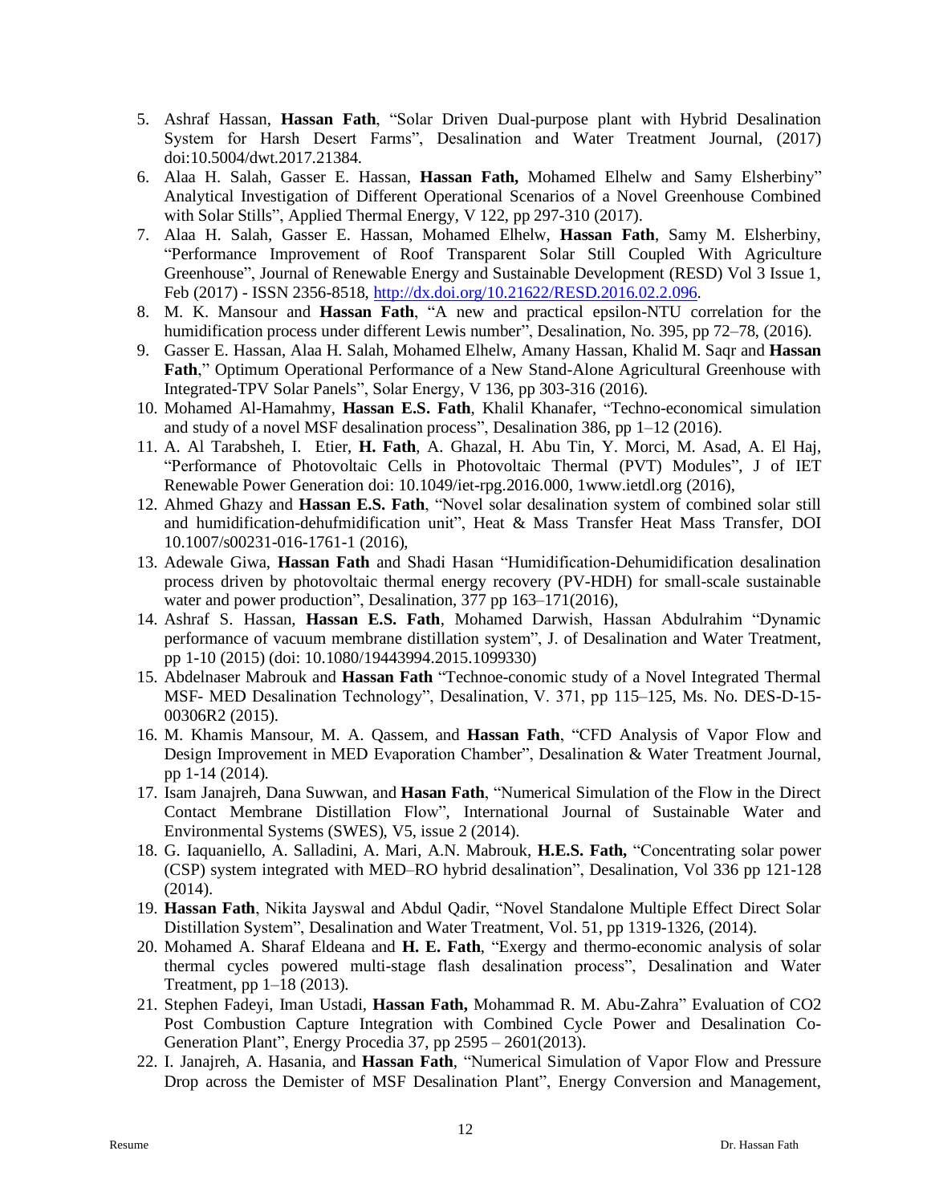5. Ashraf Hassan, **Hassan Fath**, "Solar Driven Dual-purpose plant with Hybrid Desalination System for Harsh Desert Farms", Desalination and Water Treatment Journal, (2017) doi:10.5004/dwt.2017.21384.
6. Alaa H. Salah, Gasser E. Hassan, **Hassan Fath,** Mohamed Elhelw and Samy Elsherbiny" Analytical Investigation of Different Operational Scenarios of a Novel Greenhouse Combined with Solar Stills", Applied Thermal Energy, V 122, pp 297-310 (2017).
7. Alaa H. Salah, Gasser E. Hassan, Mohamed Elhelw, **Hassan Fath**, Samy M. Elsherbiny, "Performance Improvement of Roof Transparent Solar Still Coupled With Agriculture Greenhouse", Journal of Renewable Energy and Sustainable Development (RESD) Vol 3 Issue 1, Feb (2017) - ISSN 2356-8518, http://dx.doi.org/10.21622/RESD.2016.02.2.096.
8. M. K. Mansour and **Hassan Fath**, "A new and practical epsilon-NTU correlation for the humidification process under different Lewis number", Desalination, No. 395, pp 72–78, (2016).
9. Gasser E. Hassan, Alaa H. Salah, Mohamed Elhelw, Amany Hassan, Khalid M. Saqr and **Hassan Fath**," Optimum Operational Performance of a New Stand-Alone Agricultural Greenhouse with Integrated-TPV Solar Panels", Solar Energy, V 136, pp 303-316 (2016).
10. Mohamed Al-Hamahmy, **Hassan E.S. Fath**, Khalil Khanafer, "Techno-economical simulation and study of a novel MSF desalination process", Desalination 386, pp 1–12 (2016).
11. A. Al Tarabsheh, I. Etier, **H. Fath**, A. Ghazal, H. Abu Tin, Y. Morci, M. Asad, A. El Haj, "Performance of Photovoltaic Cells in Photovoltaic Thermal (PVT) Modules", J of IET Renewable Power Generation doi: 10.1049/iet-rpg.2016.000, 1www.ietdl.org (2016),
12. Ahmed Ghazy and **Hassan E.S. Fath**, "Novel solar desalination system of combined solar still and humidification-dehufmidification unit", Heat & Mass Transfer Heat Mass Transfer, DOI 10.1007/s00231-016-1761-1 (2016),
13. Adewale Giwa, **Hassan Fath** and Shadi Hasan "Humidification-Dehumidification desalination process driven by photovoltaic thermal energy recovery (PV-HDH) for small-scale sustainable water and power production", Desalination, 377 pp 163–171(2016),
14. Ashraf S. Hassan, **Hassan E.S. Fath**, Mohamed Darwish, Hassan Abdulrahim "Dynamic performance of vacuum membrane distillation system", J. of Desalination and Water Treatment, pp 1-10 (2015) (doi: 10.1080/19443994.2015.1099330)
15. Abdelnaser Mabrouk and **Hassan Fath** "Technoe-conomic study of a Novel Integrated Thermal MSF- MED Desalination Technology", Desalination, V. 371, pp 115–125, Ms. No. DES-D-15-00306R2 (2015).
16. M. Khamis Mansour, M. A. Qassem, and **Hassan Fath**, "CFD Analysis of Vapor Flow and Design Improvement in MED Evaporation Chamber", Desalination & Water Treatment Journal, pp 1-14 (2014).
17. Isam Janajreh, Dana Suwwan, and **Hasan Fath**, "Numerical Simulation of the Flow in the Direct Contact Membrane Distillation Flow", International Journal of Sustainable Water and Environmental Systems (SWES), V5, issue 2 (2014).
18. G. Iaquaniello, A. Salladini, A. Mari, A.N. Mabrouk, **H.E.S. Fath,** "Concentrating solar power (CSP) system integrated with MED–RO hybrid desalination", Desalination, Vol 336 pp 121-128 (2014).
19. **Hassan Fath**, Nikita Jayswal and Abdul Qadir, "Novel Standalone Multiple Effect Direct Solar Distillation System", Desalination and Water Treatment, Vol. 51, pp 1319-1326, (2014).
20. Mohamed A. Sharaf Eldeana and **H. E. Fath**, "Exergy and thermo-economic analysis of solar thermal cycles powered multi-stage flash desalination process", Desalination and Water Treatment, pp 1–18 (2013).
21. Stephen Fadeyi, Iman Ustadi, **Hassan Fath,** Mohammad R. M. Abu-Zahra" Evaluation of CO2 Post Combustion Capture Integration with Combined Cycle Power and Desalination Co-Generation Plant", Energy Procedia 37, pp 2595 – 2601(2013).
22. I. Janajreh, A. Hasania, and **Hassan Fath**, "Numerical Simulation of Vapor Flow and Pressure Drop across the Demister of MSF Desalination Plant", Energy Conversion and Management,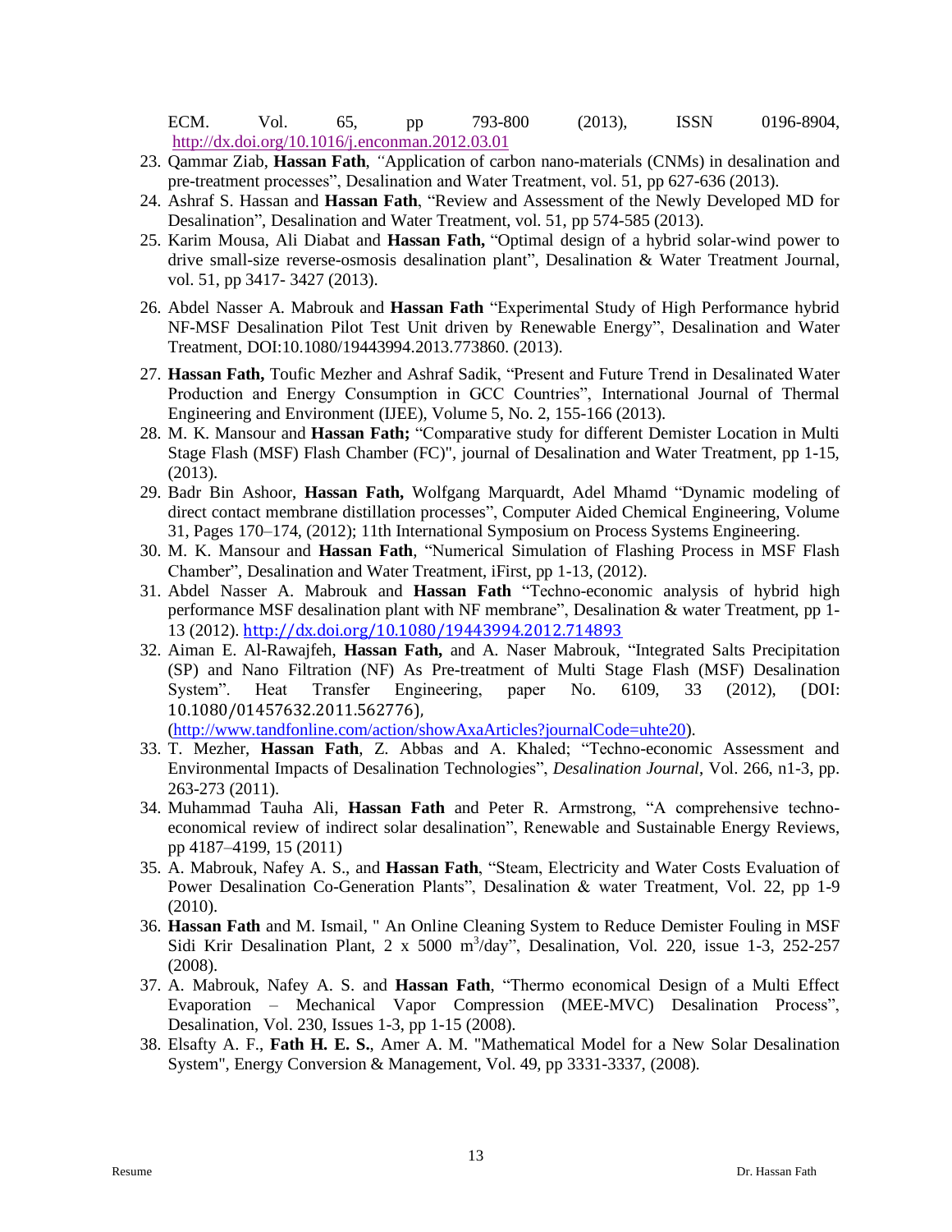ECM. Vol. 65, pp 793-800 (2013), ISSN 0196-8904, http://dx.doi.org/10.1016/j.enconman.2012.03.01

23. Qammar Ziab, **Hassan Fath**, "Application of carbon nano-materials (CNMs) in desalination and pre-treatment processes", Desalination and Water Treatment, vol. 51, pp 627-636 (2013).
24. Ashraf S. Hassan and **Hassan Fath**, "Review and Assessment of the Newly Developed MD for Desalination", Desalination and Water Treatment, vol. 51, pp 574-585 (2013).
25. Karim Mousa, Ali Diabat and **Hassan Fath,** "Optimal design of a hybrid solar-wind power to drive small-size reverse-osmosis desalination plant", Desalination & Water Treatment Journal, vol. 51, pp 3417- 3427 (2013).
26. Abdel Nasser A. Mabrouk and **Hassan Fath** "Experimental Study of High Performance hybrid NF-MSF Desalination Pilot Test Unit driven by Renewable Energy", Desalination and Water Treatment, DOI:10.1080/19443994.2013.773860. (2013).
27. **Hassan Fath,** Toufic Mezher and Ashraf Sadik, "Present and Future Trend in Desalinated Water Production and Energy Consumption in GCC Countries", International Journal of Thermal Engineering and Environment (IJEE), Volume 5, No. 2, 155-166 (2013).
28. M. K. Mansour and **Hassan Fath;** "Comparative study for different Demister Location in Multi Stage Flash (MSF) Flash Chamber (FC)", journal of Desalination and Water Treatment, pp 1-15, (2013).
29. Badr Bin Ashoor, **Hassan Fath,** Wolfgang Marquardt, Adel Mhamd "Dynamic modeling of direct contact membrane distillation processes", Computer Aided Chemical Engineering, Volume 31, Pages 170–174, (2012); 11th International Symposium on Process Systems Engineering.
30. M. K. Mansour and **Hassan Fath**, "Numerical Simulation of Flashing Process in MSF Flash Chamber", Desalination and Water Treatment, iFirst, pp 1-13, (2012).
31. Abdel Nasser A. Mabrouk and **Hassan Fath** "Techno-economic analysis of hybrid high performance MSF desalination plant with NF membrane", Desalination & water Treatment, pp 1-13 (2012). http://dx.doi.org/10.1080/19443994.2012.714893
32. Aiman E. Al-Rawajfeh, **Hassan Fath,** and A. Naser Mabrouk, "Integrated Salts Precipitation (SP) and Nano Filtration (NF) As Pre-treatment of Multi Stage Flash (MSF) Desalination System". Heat Transfer Engineering, paper No. 6109, 33 (2012), (DOI: 10.1080/01457632.2011.562776), (http://www.tandfonline.com/action/showAxaArticles?journalCode=uhte20).
33. T. Mezher, **Hassan Fath**, Z. Abbas and A. Khaled; "Techno-economic Assessment and Environmental Impacts of Desalination Technologies", *Desalination Journal*, Vol. 266, n1-3, pp. 263-273 (2011).
34. Muhammad Tauha Ali, **Hassan Fath** and Peter R. Armstrong, "A comprehensive techno-economical review of indirect solar desalination", Renewable and Sustainable Energy Reviews, pp 4187–4199, 15 (2011)
35. A. Mabrouk, Nafey A. S., and **Hassan Fath**, "Steam, Electricity and Water Costs Evaluation of Power Desalination Co-Generation Plants", Desalination & water Treatment, Vol. 22, pp 1-9 (2010).
36. **Hassan Fath** and M. Ismail, " An Online Cleaning System to Reduce Demister Fouling in MSF Sidi Krir Desalination Plant, 2 x 5000 $m^3$/day", Desalination, Vol. 220, issue 1-3, 252-257 (2008).
37. A. Mabrouk, Nafey A. S. and **Hassan Fath**, "Thermo economical Design of a Multi Effect Evaporation – Mechanical Vapor Compression (MEE-MVC) Desalination Process", Desalination, Vol. 230, Issues 1-3, pp 1-15 (2008).
38. Elsafty A. F., **Fath H. E. S.**, Amer A. M. "Mathematical Model for a New Solar Desalination System", Energy Conversion & Management, Vol. 49, pp 3331-3337, (2008).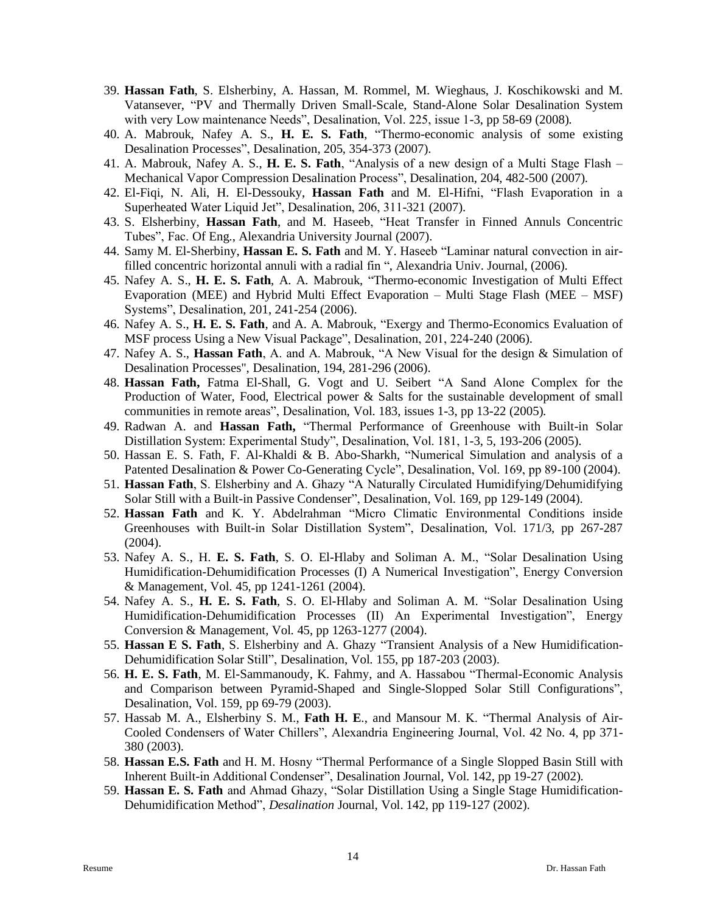39. **Hassan Fath**, S. Elsherbiny, A. Hassan, M. Rommel, M. Wieghaus, J. Koschikowski and M. Vatansever, "PV and Thermally Driven Small-Scale, Stand-Alone Solar Desalination System with very Low maintenance Needs", Desalination, Vol. 225, issue 1-3, pp 58-69 (2008).
40. A. Mabrouk, Nafey A. S., **H. E. S. Fath**, "Thermo-economic analysis of some existing Desalination Processes", Desalination, 205, 354-373 (2007).
41. A. Mabrouk, Nafey A. S., **H. E. S. Fath**, "Analysis of a new design of a Multi Stage Flash – Mechanical Vapor Compression Desalination Process", Desalination, 204, 482-500 (2007).
42. El-Fiqi, N. Ali, H. El-Dessouky, **Hassan Fath** and M. El-Hifni, "Flash Evaporation in a Superheated Water Liquid Jet", Desalination, 206, 311-321 (2007).
43. S. Elsherbiny, **Hassan Fath**, and M. Haseeb, "Heat Transfer in Finned Annuls Concentric Tubes", Fac. Of Eng., Alexandria University Journal (2007).
44. Samy M. El-Sherbiny, **Hassan E. S. Fath** and M. Y. Haseeb "Laminar natural convection in air-filled concentric horizontal annuli with a radial fin ", Alexandria Univ. Journal, (2006).
45. Nafey A. S., **H. E. S. Fath**, A. A. Mabrouk, "Thermo-economic Investigation of Multi Effect Evaporation (MEE) and Hybrid Multi Effect Evaporation – Multi Stage Flash (MEE – MSF) Systems", Desalination, 201, 241-254 (2006).
46. Nafey A. S., **H. E. S. Fath**, and A. A. Mabrouk, "Exergy and Thermo-Economics Evaluation of MSF process Using a New Visual Package", Desalination, 201, 224-240 (2006).
47. Nafey A. S., **Hassan Fath**, A. and A. Mabrouk, "A New Visual for the design & Simulation of Desalination Processes", Desalination, 194, 281-296 (2006).
48. **Hassan Fath,** Fatma El-Shall, G. Vogt and U. Seibert "A Sand Alone Complex for the Production of Water, Food, Electrical power & Salts for the sustainable development of small communities in remote areas", Desalination, Vol. 183, issues 1-3, pp 13-22 (2005).
49. Radwan A. and **Hassan Fath,** "Thermal Performance of Greenhouse with Built-in Solar Distillation System: Experimental Study", Desalination, Vol. 181, 1-3, 5, 193-206 (2005).
50. Hassan E. S. Fath, F. Al-Khaldi & B. Abo-Sharkh, "Numerical Simulation and analysis of a Patented Desalination & Power Co-Generating Cycle", Desalination, Vol. 169, pp 89-100 (2004).
51. **Hassan Fath**, S. Elsherbiny and A. Ghazy "A Naturally Circulated Humidifying/Dehumidifying Solar Still with a Built-in Passive Condenser", Desalination, Vol. 169, pp 129-149 (2004).
52. **Hassan Fath** and K. Y. Abdelrahman "Micro Climatic Environmental Conditions inside Greenhouses with Built-in Solar Distillation System", Desalination, Vol. 171/3, pp 267-287 (2004).
53. Nafey A. S., H. **E. S. Fath**, S. O. El-Hlaby and Soliman A. M., "Solar Desalination Using Humidification-Dehumidification Processes (I) A Numerical Investigation", Energy Conversion & Management, Vol. 45, pp 1241-1261 (2004).
54. Nafey A. S., **H. E. S. Fath**, S. O. El-Hlaby and Soliman A. M. "Solar Desalination Using Humidification-Dehumidification Processes (II) An Experimental Investigation", Energy Conversion & Management, Vol. 45, pp 1263-1277 (2004).
55. **Hassan E S. Fath**, S. Elsherbiny and A. Ghazy "Transient Analysis of a New Humidification-Dehumidification Solar Still", Desalination, Vol. 155, pp 187-203 (2003).
56. **H. E. S. Fath**, M. El-Sammanoudy, K. Fahmy, and A. Hassabou "Thermal-Economic Analysis and Comparison between Pyramid-Shaped and Single-Slopped Solar Still Configurations", Desalination, Vol. 159, pp 69-79 (2003).
57. Hassab M. A., Elsherbiny S. M., **Fath H. E**., and Mansour M. K. "Thermal Analysis of Air-Cooled Condensers of Water Chillers", Alexandria Engineering Journal, Vol. 42 No. 4, pp 371-380 (2003).
58. **Hassan E.S. Fath** and H. M. Hosny "Thermal Performance of a Single Slopped Basin Still with Inherent Built-in Additional Condenser", Desalination Journal, Vol. 142, pp 19-27 (2002).
59. **Hassan E. S. Fath** and Ahmad Ghazy, "Solar Distillation Using a Single Stage Humidification-Dehumidification Method", *Desalination* Journal, Vol. 142, pp 119-127 (2002).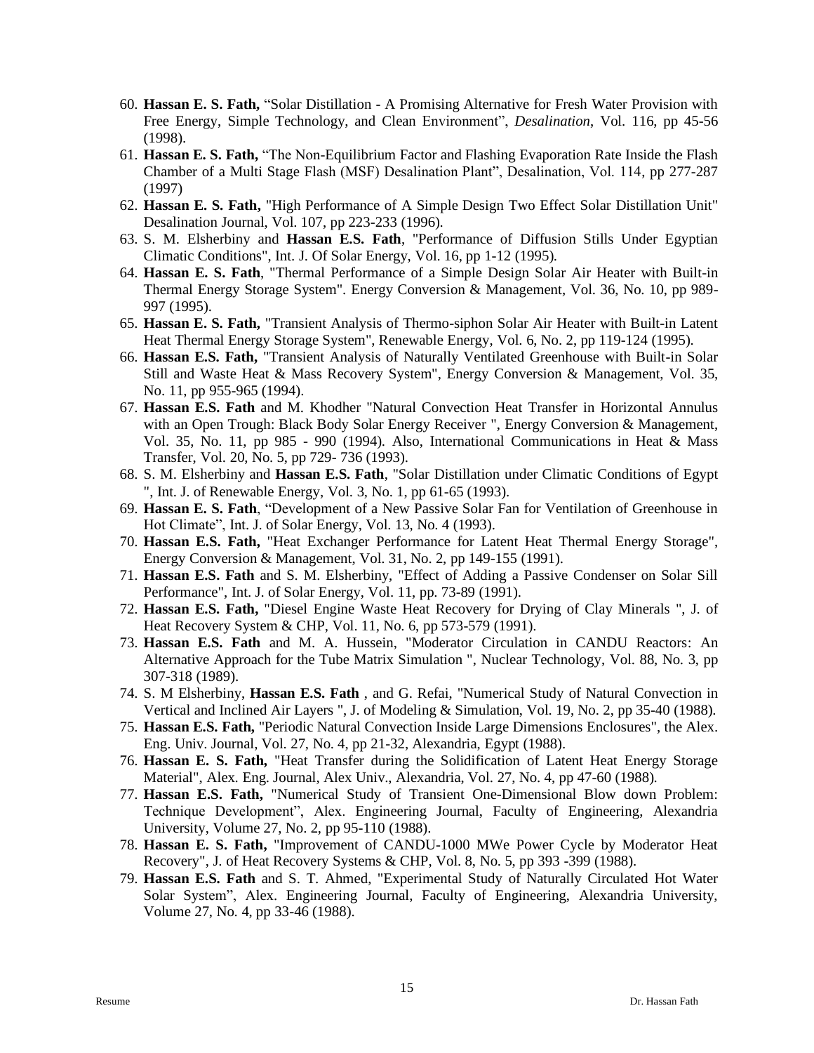60. **Hassan E. S. Fath,** "Solar Distillation - A Promising Alternative for Fresh Water Provision with Free Energy, Simple Technology, and Clean Environment", *Desalination*, Vol. 116, pp 45-56 (1998).
61. **Hassan E. S. Fath,** "The Non-Equilibrium Factor and Flashing Evaporation Rate Inside the Flash Chamber of a Multi Stage Flash (MSF) Desalination Plant", Desalination, Vol. 114, pp 277-287 (1997)
62. **Hassan E. S. Fath,** "High Performance of A Simple Design Two Effect Solar Distillation Unit" Desalination Journal, Vol. 107, pp 223-233 (1996).
63. S. M. Elsherbiny and **Hassan E.S. Fath**, "Performance of Diffusion Stills Under Egyptian Climatic Conditions", Int. J. Of Solar Energy, Vol. 16, pp 1-12 (1995).
64. **Hassan E. S. Fath**, "Thermal Performance of a Simple Design Solar Air Heater with Built-in Thermal Energy Storage System". Energy Conversion & Management, Vol. 36, No. 10, pp 989-997 (1995).
65. **Hassan E. S. Fath,** "Transient Analysis of Thermo-siphon Solar Air Heater with Built-in Latent Heat Thermal Energy Storage System", Renewable Energy, Vol. 6, No. 2, pp 119-124 (1995).
66. **Hassan E.S. Fath,** "Transient Analysis of Naturally Ventilated Greenhouse with Built-in Solar Still and Waste Heat & Mass Recovery System", Energy Conversion & Management, Vol. 35, No. 11, pp 955-965 (1994).
67. **Hassan E.S. Fath** and M. Khodher "Natural Convection Heat Transfer in Horizontal Annulus with an Open Trough: Black Body Solar Energy Receiver ", Energy Conversion & Management, Vol. 35, No. 11, pp 985 - 990 (1994). Also, International Communications in Heat & Mass Transfer, Vol. 20, No. 5, pp 729- 736 (1993).
68. S. M. Elsherbiny and **Hassan E.S. Fath**, "Solar Distillation under Climatic Conditions of Egypt ", Int. J. of Renewable Energy, Vol. 3, No. 1, pp 61-65 (1993).
69. **Hassan E. S. Fath**, "Development of a New Passive Solar Fan for Ventilation of Greenhouse in Hot Climate", Int. J. of Solar Energy, Vol. 13, No. 4 (1993).
70. **Hassan E.S. Fath,** "Heat Exchanger Performance for Latent Heat Thermal Energy Storage", Energy Conversion & Management, Vol. 31, No. 2, pp 149-155 (1991).
71. **Hassan E.S. Fath** and S. M. Elsherbiny, "Effect of Adding a Passive Condenser on Solar Sill Performance", Int. J. of Solar Energy, Vol. 11, pp. 73-89 (1991).
72. **Hassan E.S. Fath,** "Diesel Engine Waste Heat Recovery for Drying of Clay Minerals ", J. of Heat Recovery System & CHP, Vol. 11, No. 6, pp 573-579 (1991).
73. **Hassan E.S. Fath** and M. A. Hussein, "Moderator Circulation in CANDU Reactors: An Alternative Approach for the Tube Matrix Simulation ", Nuclear Technology, Vol. 88, No. 3, pp 307-318 (1989).
74. S. M Elsherbiny, **Hassan E.S. Fath** , and G. Refai, "Numerical Study of Natural Convection in Vertical and Inclined Air Layers ", J. of Modeling & Simulation, Vol. 19, No. 2, pp 35-40 (1988).
75. **Hassan E.S. Fath,** "Periodic Natural Convection Inside Large Dimensions Enclosures", the Alex. Eng. Univ. Journal, Vol. 27, No. 4, pp 21-32, Alexandria, Egypt (1988).
76. **Hassan E. S. Fath,** "Heat Transfer during the Solidification of Latent Heat Energy Storage Material", Alex. Eng. Journal, Alex Univ., Alexandria, Vol. 27, No. 4, pp 47-60 (1988).
77. **Hassan E.S. Fath,** "Numerical Study of Transient One-Dimensional Blow down Problem: Technique Development", Alex. Engineering Journal, Faculty of Engineering, Alexandria University, Volume 27, No. 2, pp 95-110 (1988).
78. **Hassan E. S. Fath,** "Improvement of CANDU-1000 MWe Power Cycle by Moderator Heat Recovery", J. of Heat Recovery Systems & CHP, Vol. 8, No. 5, pp 393 -399 (1988).
79. **Hassan E.S. Fath** and S. T. Ahmed, "Experimental Study of Naturally Circulated Hot Water Solar System", Alex. Engineering Journal, Faculty of Engineering, Alexandria University, Volume 27, No. 4, pp 33-46 (1988).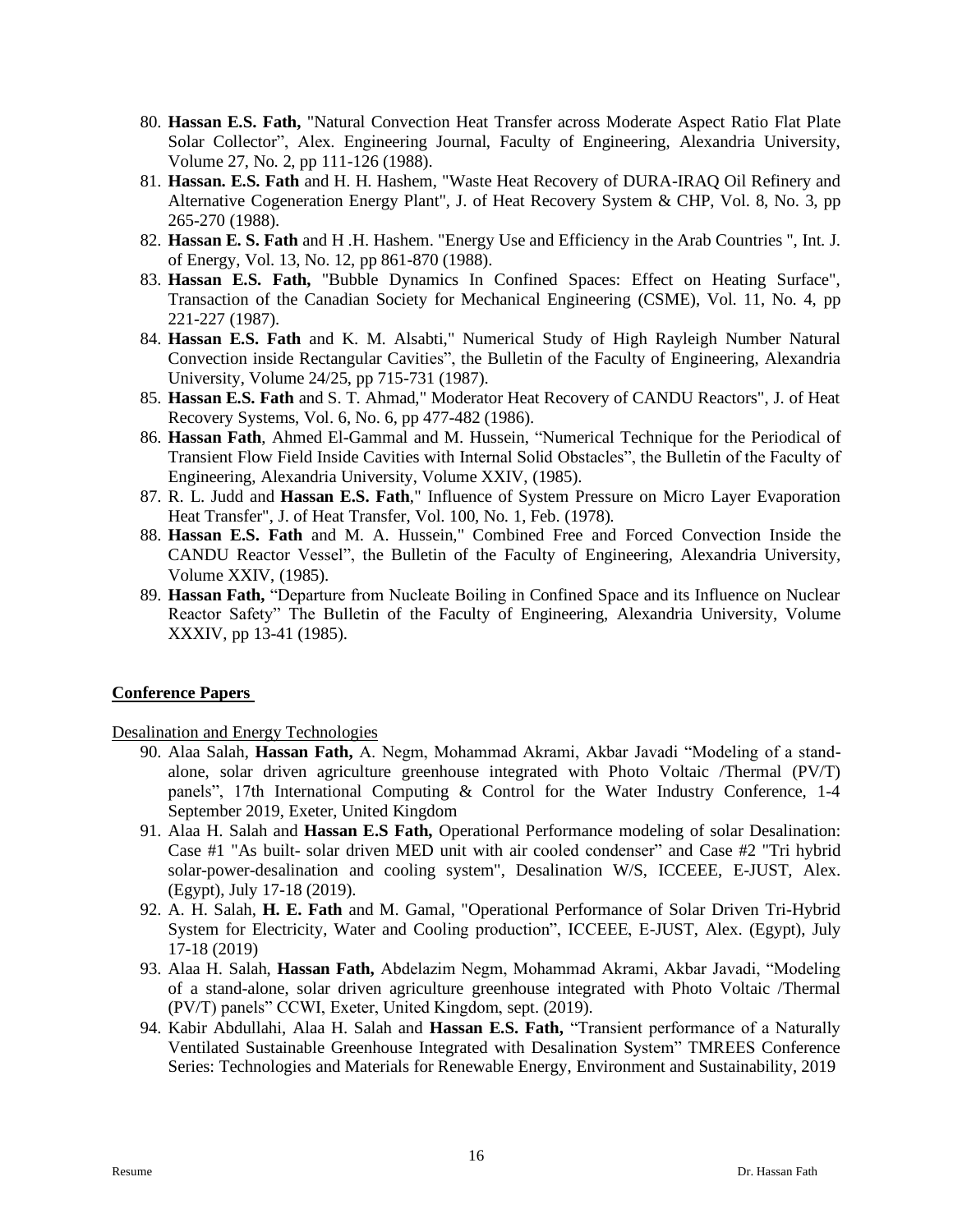80. **Hassan E.S. Fath,** "Natural Convection Heat Transfer across Moderate Aspect Ratio Flat Plate Solar Collector", Alex. Engineering Journal, Faculty of Engineering, Alexandria University, Volume 27, No. 2, pp 111-126 (1988).
81. **Hassan. E.S. Fath** and H. H. Hashem, "Waste Heat Recovery of DURA-IRAQ Oil Refinery and Alternative Cogeneration Energy Plant", J. of Heat Recovery System & CHP, Vol. 8, No. 3, pp 265-270 (1988).
82. **Hassan E. S. Fath** and H .H. Hashem. "Energy Use and Efficiency in the Arab Countries ", Int. J. of Energy, Vol. 13, No. 12, pp 861-870 (1988).
83. **Hassan E.S. Fath,** "Bubble Dynamics In Confined Spaces: Effect on Heating Surface", Transaction of the Canadian Society for Mechanical Engineering (CSME), Vol. 11, No. 4, pp 221-227 (1987).
84. **Hassan E.S. Fath** and K. M. Alsabti," Numerical Study of High Rayleigh Number Natural Convection inside Rectangular Cavities", the Bulletin of the Faculty of Engineering, Alexandria University, Volume 24/25, pp 715-731 (1987).
85. **Hassan E.S. Fath** and S. T. Ahmad," Moderator Heat Recovery of CANDU Reactors", J. of Heat Recovery Systems, Vol. 6, No. 6, pp 477-482 (1986).
86. **Hassan Fath**, Ahmed El-Gammal and M. Hussein, "Numerical Technique for the Periodical of Transient Flow Field Inside Cavities with Internal Solid Obstacles", the Bulletin of the Faculty of Engineering, Alexandria University, Volume XXIV, (1985).
87. R. L. Judd and **Hassan E.S. Fath**," Influence of System Pressure on Micro Layer Evaporation Heat Transfer", J. of Heat Transfer, Vol. 100, No. 1, Feb. (1978).
88. **Hassan E.S. Fath** and M. A. Hussein," Combined Free and Forced Convection Inside the CANDU Reactor Vessel", the Bulletin of the Faculty of Engineering, Alexandria University, Volume XXIV, (1985).
89. **Hassan Fath,** "Departure from Nucleate Boiling in Confined Space and its Influence on Nuclear Reactor Safety" The Bulletin of the Faculty of Engineering, Alexandria University, Volume XXXIV, pp 13-41 (1985).

## Conference Papers

Desalination and Energy Technologies

90. Alaa Salah, **Hassan Fath,** A. Negm, Mohammad Akrami, Akbar Javadi "Modeling of a stand-alone, solar driven agriculture greenhouse integrated with Photo Voltaic /Thermal (PV/T) panels", 17th International Computing & Control for the Water Industry Conference, 1-4 September 2019, Exeter, United Kingdom
91. Alaa H. Salah and **Hassan E.S Fath,** Operational Performance modeling of solar Desalination: Case #1 "As built- solar driven MED unit with air cooled condenser" and Case #2 "Tri hybrid solar-power-desalination and cooling system", Desalination W/S, ICCEEE, E-JUST, Alex. (Egypt), July 17-18 (2019).
92. A. H. Salah, **H. E. Fath** and M. Gamal, "Operational Performance of Solar Driven Tri-Hybrid System for Electricity, Water and Cooling production", ICCEEE, E-JUST, Alex. (Egypt), July 17-18 (2019)
93. Alaa H. Salah, **Hassan Fath,** Abdelazim Negm, Mohammad Akrami, Akbar Javadi, "Modeling of a stand-alone, solar driven agriculture greenhouse integrated with Photo Voltaic /Thermal (PV/T) panels" CCWI, Exeter, United Kingdom, sept. (2019).
94. Kabir Abdullahi, Alaa H. Salah and **Hassan E.S. Fath,** "Transient performance of a Naturally Ventilated Sustainable Greenhouse Integrated with Desalination System" TMREES Conference Series: Technologies and Materials for Renewable Energy, Environment and Sustainability, 2019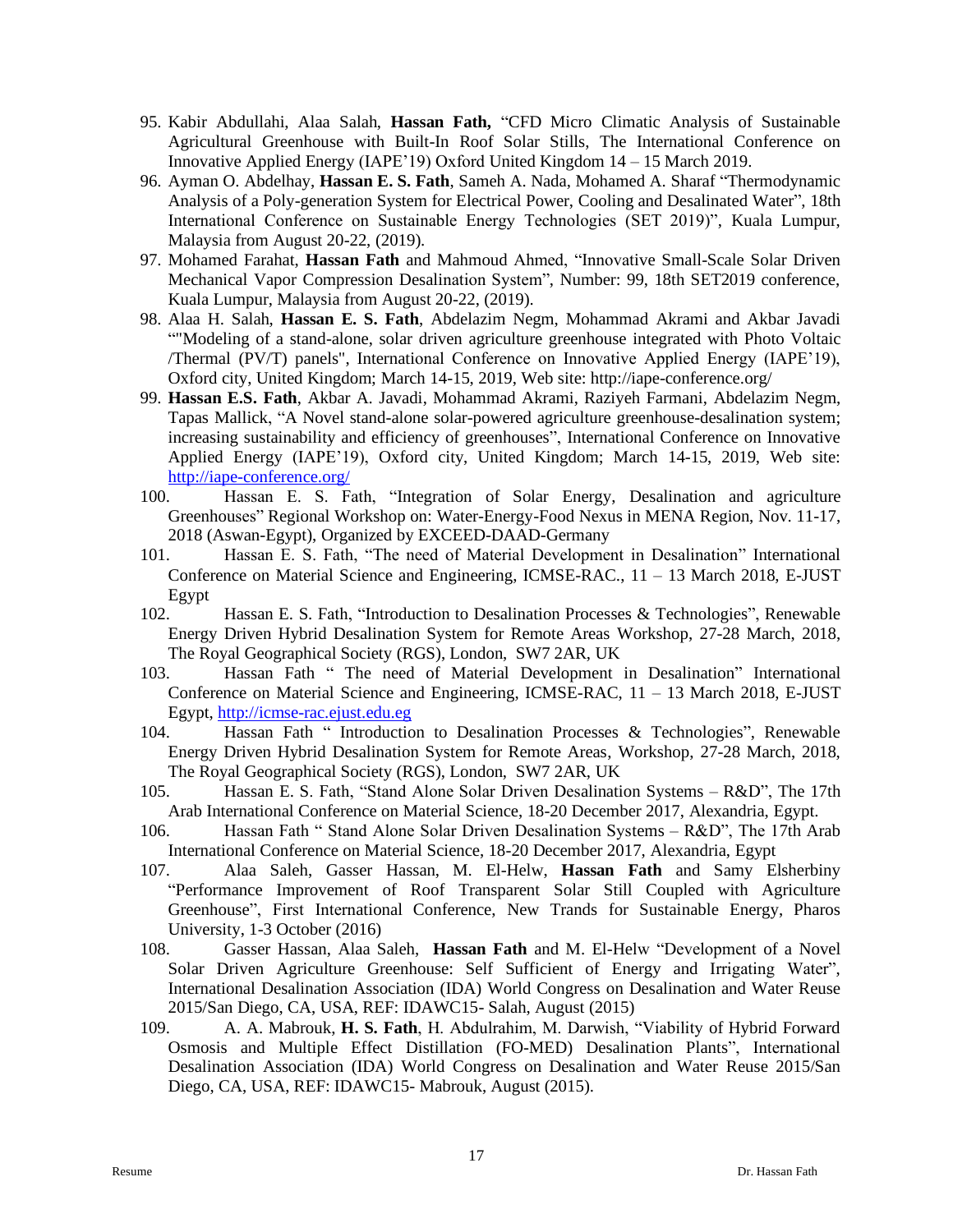95. Kabir Abdullahi, Alaa Salah, **Hassan Fath,** "CFD Micro Climatic Analysis of Sustainable Agricultural Greenhouse with Built-In Roof Solar Stills, The International Conference on Innovative Applied Energy (IAPE'19) Oxford United Kingdom 14 – 15 March 2019.
96. Ayman O. Abdelhay, **Hassan E. S. Fath**, Sameh A. Nada, Mohamed A. Sharaf "Thermodynamic Analysis of a Poly-generation System for Electrical Power, Cooling and Desalinated Water", 18th International Conference on Sustainable Energy Technologies (SET 2019)", Kuala Lumpur, Malaysia from August 20-22, (2019).
97. Mohamed Farahat, **Hassan Fath** and Mahmoud Ahmed, "Innovative Small-Scale Solar Driven Mechanical Vapor Compression Desalination System", Number: 99, 18th SET2019 conference, Kuala Lumpur, Malaysia from August 20-22, (2019).
98. Alaa H. Salah, **Hassan E. S. Fath**, Abdelazim Negm, Mohammad Akrami and Akbar Javadi ""Modeling of a stand-alone, solar driven agriculture greenhouse integrated with Photo Voltaic /Thermal (PV/T) panels", International Conference on Innovative Applied Energy (IAPE'19), Oxford city, United Kingdom; March 14-15, 2019, Web site: http://iape-conference.org/
99. **Hassan E.S. Fath**, Akbar A. Javadi, Mohammad Akrami, Raziyeh Farmani, Abdelazim Negm, Tapas Mallick, "A Novel stand-alone solar-powered agriculture greenhouse-desalination system; increasing sustainability and efficiency of greenhouses", International Conference on Innovative Applied Energy (IAPE'19), Oxford city, United Kingdom; March 14-15, 2019, Web site: http://iape-conference.org/
100. Hassan E. S. Fath, "Integration of Solar Energy, Desalination and agriculture Greenhouses" Regional Workshop on: Water-Energy-Food Nexus in MENA Region, Nov. 11-17, 2018 (Aswan-Egypt), Organized by EXCEED-DAAD-Germany
101. Hassan E. S. Fath, "The need of Material Development in Desalination" International Conference on Material Science and Engineering, ICMSE-RAC., 11 – 13 March 2018, E-JUST Egypt
102. Hassan E. S. Fath, "Introduction to Desalination Processes & Technologies", Renewable Energy Driven Hybrid Desalination System for Remote Areas Workshop, 27-28 March, 2018, The Royal Geographical Society (RGS), London, SW7 2AR, UK
103. Hassan Fath " The need of Material Development in Desalination" International Conference on Material Science and Engineering, ICMSE-RAC, 11 – 13 March 2018, E-JUST Egypt, http://icmse-rac.ejust.edu.eg
104. Hassan Fath " Introduction to Desalination Processes & Technologies", Renewable Energy Driven Hybrid Desalination System for Remote Areas, Workshop, 27-28 March, 2018, The Royal Geographical Society (RGS), London, SW7 2AR, UK
105. Hassan E. S. Fath, "Stand Alone Solar Driven Desalination Systems – R&D", The 17th Arab International Conference on Material Science, 18-20 December 2017, Alexandria, Egypt.
106. Hassan Fath " Stand Alone Solar Driven Desalination Systems – R&D", The 17th Arab International Conference on Material Science, 18-20 December 2017, Alexandria, Egypt
107. Alaa Saleh, Gasser Hassan, M. El-Helw, **Hassan Fath** and Samy Elsherbiny "Performance Improvement of Roof Transparent Solar Still Coupled with Agriculture Greenhouse", First International Conference, New Trands for Sustainable Energy, Pharos University, 1-3 October (2016)
108. Gasser Hassan, Alaa Saleh, **Hassan Fath** and M. El-Helw "Development of a Novel Solar Driven Agriculture Greenhouse: Self Sufficient of Energy and Irrigating Water", International Desalination Association (IDA) World Congress on Desalination and Water Reuse 2015/San Diego, CA, USA, REF: IDAWC15- Salah, August (2015)
109. A. A. Mabrouk, **H. S. Fath**, H. Abdulrahim, M. Darwish, "Viability of Hybrid Forward Osmosis and Multiple Effect Distillation (FO-MED) Desalination Plants", International Desalination Association (IDA) World Congress on Desalination and Water Reuse 2015/San Diego, CA, USA, REF: IDAWC15- Mabrouk, August (2015).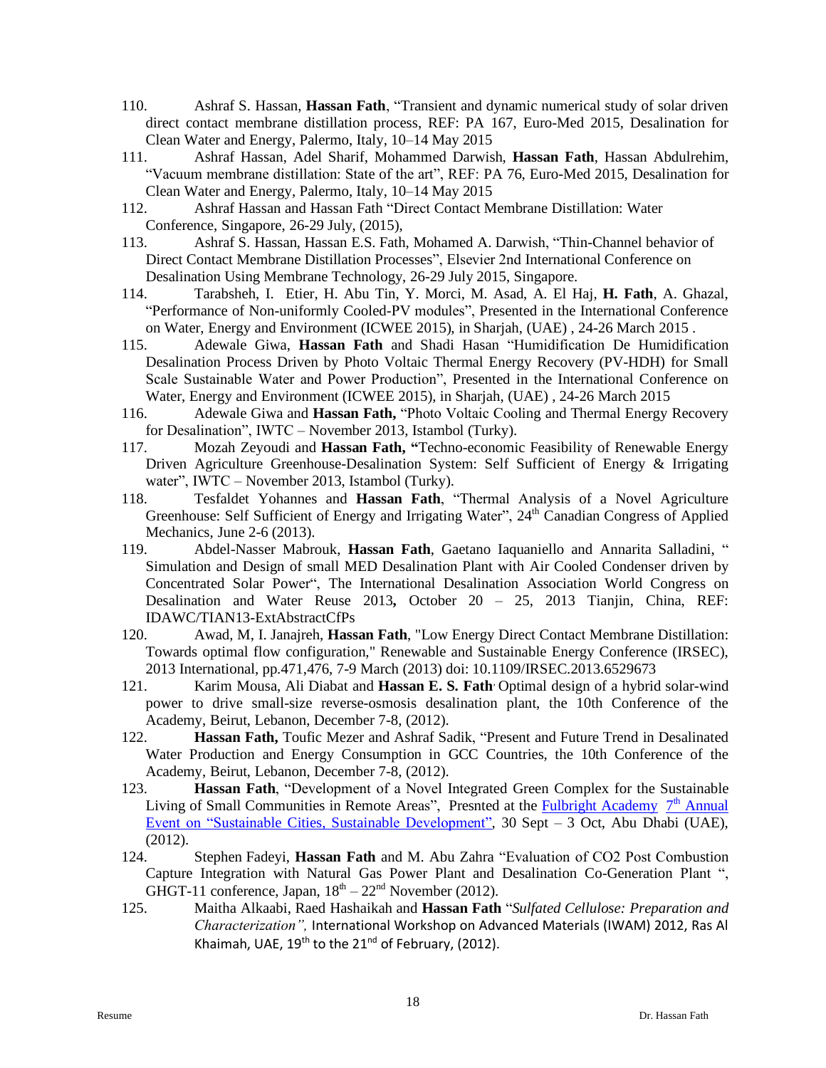110. Ashraf S. Hassan, **Hassan Fath**, "Transient and dynamic numerical study of solar driven direct contact membrane distillation process, REF: PA 167, Euro-Med 2015, Desalination for Clean Water and Energy, Palermo, Italy, 10–14 May 2015
111. Ashraf Hassan, Adel Sharif, Mohammed Darwish, **Hassan Fath**, Hassan Abdulrehim, "Vacuum membrane distillation: State of the art", REF: PA 76, Euro-Med 2015, Desalination for Clean Water and Energy, Palermo, Italy, 10–14 May 2015
112. Ashraf Hassan and Hassan Fath "Direct Contact Membrane Distillation: Water Conference, Singapore, 26-29 July, (2015),
113. Ashraf S. Hassan, Hassan E.S. Fath, Mohamed A. Darwish, "Thin-Channel behavior of Direct Contact Membrane Distillation Processes", Elsevier 2nd International Conference on Desalination Using Membrane Technology, 26-29 July 2015, Singapore.
114. Tarabsheh, I. Etier, H. Abu Tin, Y. Morci, M. Asad, A. El Haj, **H. Fath**, A. Ghazal, "Performance of Non-uniformly Cooled-PV modules", Presented in the International Conference on Water, Energy and Environment (ICWEE 2015), in Sharjah, (UAE) , 24-26 March 2015 .
115. Adewale Giwa, **Hassan Fath** and Shadi Hasan "Humidification De Humidification Desalination Process Driven by Photo Voltaic Thermal Energy Recovery (PV-HDH) for Small Scale Sustainable Water and Power Production", Presented in the International Conference on Water, Energy and Environment (ICWEE 2015), in Sharjah, (UAE) , 24-26 March 2015
116. Adewale Giwa and **Hassan Fath,** "Photo Voltaic Cooling and Thermal Energy Recovery for Desalination", IWTC – November 2013, Istambol (Turky).
117. Mozah Zeyoudi and **Hassan Fath, "**Techno-economic Feasibility of Renewable Energy Driven Agriculture Greenhouse-Desalination System: Self Sufficient of Energy & Irrigating water", IWTC – November 2013, Istambol (Turky).
118. Tesfaldet Yohannes and **Hassan Fath**, "Thermal Analysis of a Novel Agriculture Greenhouse: Self Sufficient of Energy and Irrigating Water", 24th Canadian Congress of Applied Mechanics, June 2-6 (2013).
119. Abdel-Nasser Mabrouk, **Hassan Fath**, Gaetano Iaquaniello and Annarita Salladini, " Simulation and Design of small MED Desalination Plant with Air Cooled Condenser driven by Concentrated Solar Power", The International Desalination Association World Congress on Desalination and Water Reuse 2013**,** October 20 – 25, 2013 Tianjin, China, REF: IDAWC/TIAN13-ExtAbstractCfPs
120. Awad, M, I. Janajreh, **Hassan Fath**, "Low Energy Direct Contact Membrane Distillation: Towards optimal flow configuration," Renewable and Sustainable Energy Conference (IRSEC), 2013 International, pp.471,476, 7-9 March (2013) doi: 10.1109/IRSEC.2013.6529673
121. Karim Mousa, Ali Diabat and **Hassan E. S. Fath**, Optimal design of a hybrid solar-wind power to drive small-size reverse-osmosis desalination plant, the 10th Conference of the Academy, Beirut, Lebanon, December 7-8, (2012).
122. **Hassan Fath,** Toufic Mezer and Ashraf Sadik, "Present and Future Trend in Desalinated Water Production and Energy Consumption in GCC Countries, the 10th Conference of the Academy, Beirut, Lebanon, December 7-8, (2012).
123. **Hassan Fath**, "Development of a Novel Integrated Green Complex for the Sustainable Living of Small Communities in Remote Areas", Presnted at the Fulbright Academy 7th Annual Event on "Sustainable Cities, Sustainable Development", 30 Sept – 3 Oct, Abu Dhabi (UAE), (2012).
124. Stephen Fadeyi, **Hassan Fath** and M. Abu Zahra "Evaluation of $CO_2$ Post Combustion Capture Integration with Natural Gas Power Plant and Desalination Co-Generation Plant ", GHGT-11 conference, Japan, 18th – 22nd November (2012).
125. Maitha Alkaabi, Raed Hashaikah and **Hassan Fath** "*Sulfated Cellulose: Preparation and Characterization",* International Workshop on Advanced Materials (IWAM) 2012, Ras Al Khaimah, UAE, 19th to the 21nd of February, (2012).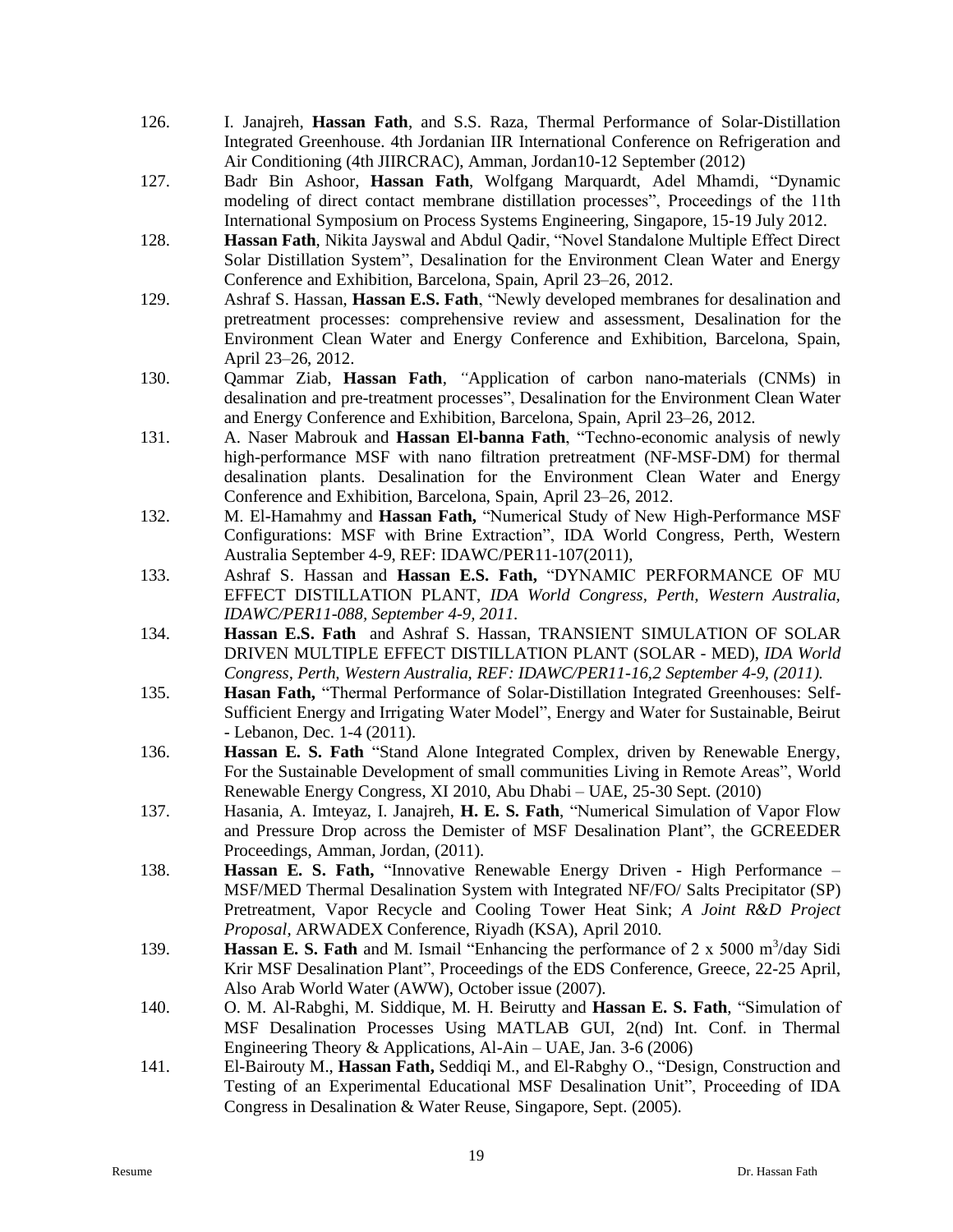126. I. Janajreh, **Hassan Fath**, and S.S. Raza, Thermal Performance of Solar-Distillation Integrated Greenhouse. 4th Jordanian IIR International Conference on Refrigeration and Air Conditioning (4th JIIRCRAC), Amman, Jordan10-12 September (2012)
127. Badr Bin Ashoor, **Hassan Fath**, Wolfgang Marquardt, Adel Mhamdi, "Dynamic modeling of direct contact membrane distillation processes", Proceedings of the 11th International Symposium on Process Systems Engineering, Singapore, 15-19 July 2012.
128. **Hassan Fath**, Nikita Jayswal and Abdul Qadir, "Novel Standalone Multiple Effect Direct Solar Distillation System", Desalination for the Environment Clean Water and Energy Conference and Exhibition, Barcelona, Spain, April 23–26, 2012.
129. Ashraf S. Hassan, **Hassan E.S. Fath**, "Newly developed membranes for desalination and pretreatment processes: comprehensive review and assessment, Desalination for the Environment Clean Water and Energy Conference and Exhibition, Barcelona, Spain, April 23–26, 2012.
130. Qammar Ziab, **Hassan Fath**, *"*Application of carbon nano-materials (CNMs) in desalination and pre-treatment processes", Desalination for the Environment Clean Water and Energy Conference and Exhibition, Barcelona, Spain, April 23–26, 2012.
131. A. Naser Mabrouk and **Hassan El-banna Fath**, "Techno-economic analysis of newly high-performance MSF with nano filtration pretreatment (NF-MSF-DM) for thermal desalination plants. Desalination for the Environment Clean Water and Energy Conference and Exhibition, Barcelona, Spain, April 23–26, 2012.
132. M. El-Hamahmy and **Hassan Fath,** "Numerical Study of New High-Performance MSF Configurations: MSF with Brine Extraction", IDA World Congress, Perth, Western Australia September 4-9, REF: IDAWC/PER11-107(2011),
133. Ashraf S. Hassan and **Hassan E.S. Fath,** "DYNAMIC PERFORMANCE OF MU EFFECT DISTILLATION PLANT, *IDA World Congress, Perth, Western Australia, IDAWC/PER11-088, September 4-9, 2011.*
134. **Hassan E.S. Fath** and Ashraf S. Hassan, TRANSIENT SIMULATION OF SOLAR DRIVEN MULTIPLE EFFECT DISTILLATION PLANT (SOLAR - MED), *IDA World Congress, Perth, Western Australia, REF: IDAWC/PER11-16,2 September 4-9, (2011).*
135. **Hasan Fath,** "Thermal Performance of Solar-Distillation Integrated Greenhouses: Self-Sufficient Energy and Irrigating Water Model", Energy and Water for Sustainable, Beirut - Lebanon, Dec. 1-4 (2011).
136. **Hassan E. S. Fath** "Stand Alone Integrated Complex, driven by Renewable Energy, For the Sustainable Development of small communities Living in Remote Areas", World Renewable Energy Congress, XI 2010, Abu Dhabi – UAE, 25-30 Sept. (2010)
137. Hasania, A. Imteyaz, I. Janajreh, **H. E. S. Fath**, "Numerical Simulation of Vapor Flow and Pressure Drop across the Demister of MSF Desalination Plant", the GCREEDER Proceedings, Amman, Jordan, (2011).
138. **Hassan E. S. Fath,** "Innovative Renewable Energy Driven - High Performance – MSF/MED Thermal Desalination System with Integrated NF/FO/ Salts Precipitator (SP) Pretreatment, Vapor Recycle and Cooling Tower Heat Sink; *A Joint R&D Project Proposal*, ARWADEX Conference, Riyadh (KSA), April 2010.
139. **Hassan E. S. Fath** and M. Ismail "Enhancing the performance of 2 x 5000 $m^3$/day Sidi Krir MSF Desalination Plant", Proceedings of the EDS Conference, Greece, 22-25 April, Also Arab World Water (AWW), October issue (2007).
140. O. M. Al-Rabghi, M. Siddique, M. H. Beirutty and **Hassan E. S. Fath**, "Simulation of MSF Desalination Processes Using MATLAB GUI, 2(nd) Int. Conf. in Thermal Engineering Theory & Applications, Al-Ain – UAE, Jan. 3-6 (2006)
141. El-Bairouty M., **Hassan Fath,** Seddiqi M., and El-Rabghy O., "Design, Construction and Testing of an Experimental Educational MSF Desalination Unit", Proceeding of IDA Congress in Desalination & Water Reuse, Singapore, Sept. (2005).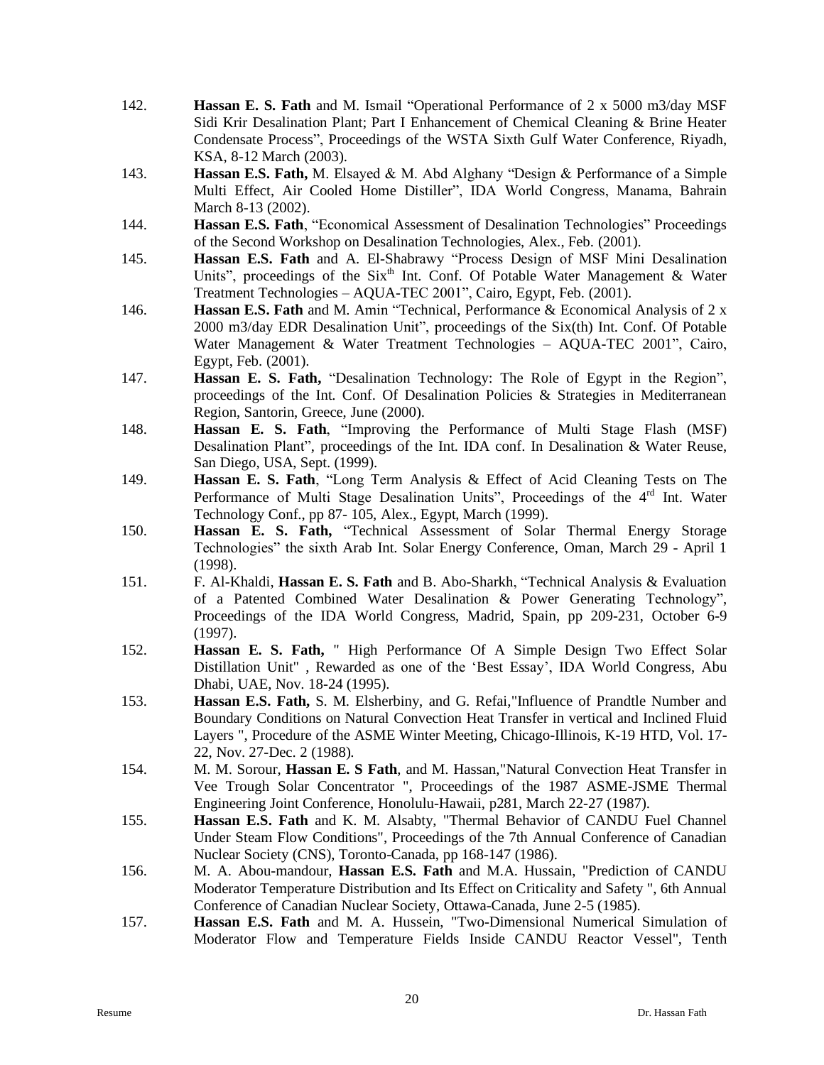142. **Hassan E. S. Fath** and M. Ismail "Operational Performance of 2 x 5000 m3/day MSF Sidi Krir Desalination Plant; Part I Enhancement of Chemical Cleaning & Brine Heater Condensate Process", Proceedings of the WSTA Sixth Gulf Water Conference, Riyadh, KSA, 8-12 March (2003).
143. **Hassan E.S. Fath,** M. Elsayed & M. Abd Alghany "Design & Performance of a Simple Multi Effect, Air Cooled Home Distiller", IDA World Congress, Manama, Bahrain March 8-13 (2002).
144. **Hassan E.S. Fath**, "Economical Assessment of Desalination Technologies" Proceedings of the Second Workshop on Desalination Technologies, Alex., Feb. (2001).
145. **Hassan E.S. Fath** and A. El-Shabrawy "Process Design of MSF Mini Desalination Units", proceedings of the Six[th] Int. Conf. Of Potable Water Management & Water Treatment Technologies – AQUA-TEC 2001", Cairo, Egypt, Feb. (2001).
146. **Hassan E.S. Fath** and M. Amin "Technical, Performance & Economical Analysis of 2 x 2000 m3/day EDR Desalination Unit", proceedings of the Six(th) Int. Conf. Of Potable Water Management & Water Treatment Technologies – AQUA-TEC 2001", Cairo, Egypt, Feb. (2001).
147. **Hassan E. S. Fath,** "Desalination Technology: The Role of Egypt in the Region", proceedings of the Int. Conf. Of Desalination Policies & Strategies in Mediterranean Region, Santorin, Greece, June (2000).
148. **Hassan E. S. Fath**, "Improving the Performance of Multi Stage Flash (MSF) Desalination Plant", proceedings of the Int. IDA conf. In Desalination & Water Reuse, San Diego, USA, Sept. (1999).
149. **Hassan E. S. Fath**, "Long Term Analysis & Effect of Acid Cleaning Tests on The Performance of Multi Stage Desalination Units", Proceedings of the 4[rd] Int. Water Technology Conf., pp 87- 105, Alex., Egypt, March (1999).
150. **Hassan E. S. Fath,** "Technical Assessment of Solar Thermal Energy Storage Technologies" the sixth Arab Int. Solar Energy Conference, Oman, March 29 - April 1 (1998).
151. F. Al-Khaldi, **Hassan E. S. Fath** and B. Abo-Sharkh, "Technical Analysis & Evaluation of a Patented Combined Water Desalination & Power Generating Technology", Proceedings of the IDA World Congress, Madrid, Spain, pp 209-231, October 6-9 (1997).
152. **Hassan E. S. Fath,** " High Performance Of A Simple Design Two Effect Solar Distillation Unit" , Rewarded as one of the 'Best Essay', IDA World Congress, Abu Dhabi, UAE, Nov. 18-24 (1995).
153. **Hassan E.S. Fath,** S. M. Elsherbiny, and G. Refai,"Influence of Prandtle Number and Boundary Conditions on Natural Convection Heat Transfer in vertical and Inclined Fluid Layers ", Procedure of the ASME Winter Meeting, Chicago-Illinois, K-19 HTD, Vol. 17-22, Nov. 27-Dec. 2 (1988).
154. M. M. Sorour, **Hassan E. S Fath**, and M. Hassan,"Natural Convection Heat Transfer in Vee Trough Solar Concentrator ", Proceedings of the 1987 ASME-JSME Thermal Engineering Joint Conference, Honolulu-Hawaii, p281, March 22-27 (1987).
155. **Hassan E.S. Fath** and K. M. Alsabty, "Thermal Behavior of CANDU Fuel Channel Under Steam Flow Conditions", Proceedings of the 7th Annual Conference of Canadian Nuclear Society (CNS), Toronto-Canada, pp 168-147 (1986).
156. M. A. Abou-mandour, **Hassan E.S. Fath** and M.A. Hussain, "Prediction of CANDU Moderator Temperature Distribution and Its Effect on Criticality and Safety ", 6th Annual Conference of Canadian Nuclear Society, Ottawa-Canada, June 2-5 (1985).
157. **Hassan E.S. Fath** and M. A. Hussein, "Two-Dimensional Numerical Simulation of Moderator Flow and Temperature Fields Inside CANDU Reactor Vessel", Tenth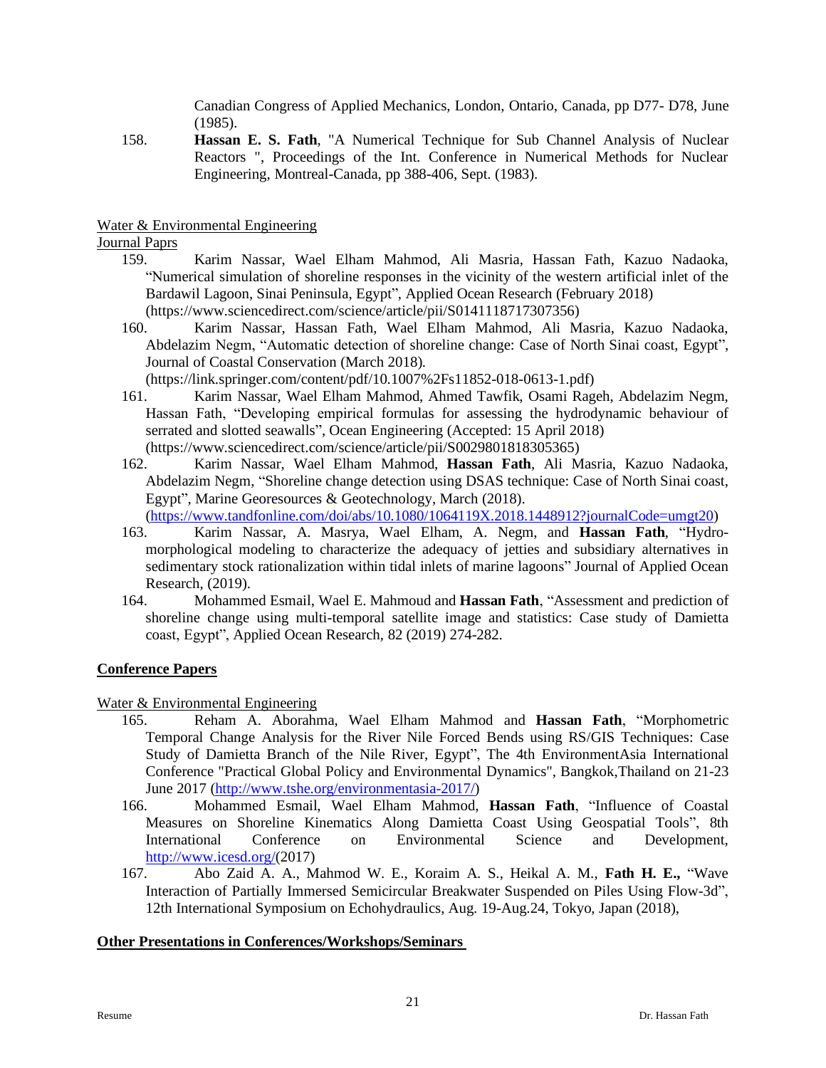Canadian Congress of Applied Mechanics, London, Ontario, Canada, pp D77- D78, June (1985).

158. **Hassan E. S. Fath**, "A Numerical Technique for Sub Channel Analysis of Nuclear Reactors ", Proceedings of the Int. Conference in Numerical Methods for Nuclear Engineering, Montreal-Canada, pp 388-406, Sept. (1983).

Water & Environmental Engineering

Journal Paprs

159. Karim Nassar, Wael Elham Mahmod, Ali Masria, Hassan Fath, Kazuo Nadaoka, "Numerical simulation of shoreline responses in the vicinity of the western artificial inlet of the Bardawil Lagoon, Sinai Peninsula, Egypt", Applied Ocean Research (February 2018) (https://www.sciencedirect.com/science/article/pii/S0141118717307356)
160. Karim Nassar, Hassan Fath, Wael Elham Mahmod, Ali Masria, Kazuo Nadaoka, Abdelazim Negm, "Automatic detection of shoreline change: Case of North Sinai coast, Egypt", Journal of Coastal Conservation (March 2018). (https://link.springer.com/content/pdf/10.1007%2Fs11852-018-0613-1.pdf)
161. Karim Nassar, Wael Elham Mahmod, Ahmed Tawfik, Osami Rageh, Abdelazim Negm, Hassan Fath, "Developing empirical formulas for assessing the hydrodynamic behaviour of serrated and slotted seawalls", Ocean Engineering (Accepted: 15 April 2018) (https://www.sciencedirect.com/science/article/pii/S0029801818305365)
162. Karim Nassar, Wael Elham Mahmod, **Hassan Fath**, Ali Masria, Kazuo Nadaoka, Abdelazim Negm, "Shoreline change detection using DSAS technique: Case of North Sinai coast, Egypt", Marine Georesources & Geotechnology, March (2018). (https://www.tandfonline.com/doi/abs/10.1080/1064119X.2018.1448912?journalCode=umgt20)
163. Karim Nassar, A. Masrya, Wael Elham, A. Negm, and **Hassan Fath**, "Hydro-morphological modeling to characterize the adequacy of jetties and subsidiary alternatives in sedimentary stock rationalization within tidal inlets of marine lagoons" Journal of Applied Ocean Research, (2019).
164. Mohammed Esmail, Wael E. Mahmoud and **Hassan Fath**, "Assessment and prediction of shoreline change using multi-temporal satellite image and statistics: Case study of Damietta coast, Egypt", Applied Ocean Research, 82 (2019) 274-282.

**Conference Papers**

Water & Environmental Engineering

165. Reham A. Aborahma, Wael Elham Mahmod and **Hassan Fath**, "Morphometric Temporal Change Analysis for the River Nile Forced Bends using RS/GIS Techniques: Case Study of Damietta Branch of the Nile River, Egypt", The 4th EnvironmentAsia International Conference "Practical Global Policy and Environmental Dynamics", Bangkok,Thailand on 21-23 June 2017 (http://www.tshe.org/environmentasia-2017/)
166. Mohammed Esmail, Wael Elham Mahmod, **Hassan Fath**, "Influence of Coastal Measures on Shoreline Kinematics Along Damietta Coast Using Geospatial Tools", 8th International Conference on Environmental Science and Development, http://www.icesd.org/(2017)
167. Abo Zaid A. A., Mahmod W. E., Koraim A. S., Heikal A. M., **Fath H. E.,** "Wave Interaction of Partially Immersed Semicircular Breakwater Suspended on Piles Using Flow-3d", 12th International Symposium on Echohydraulics, Aug. 19-Aug.24, Tokyo, Japan (2018),

**Other Presentations in Conferences/Workshops/Seminars**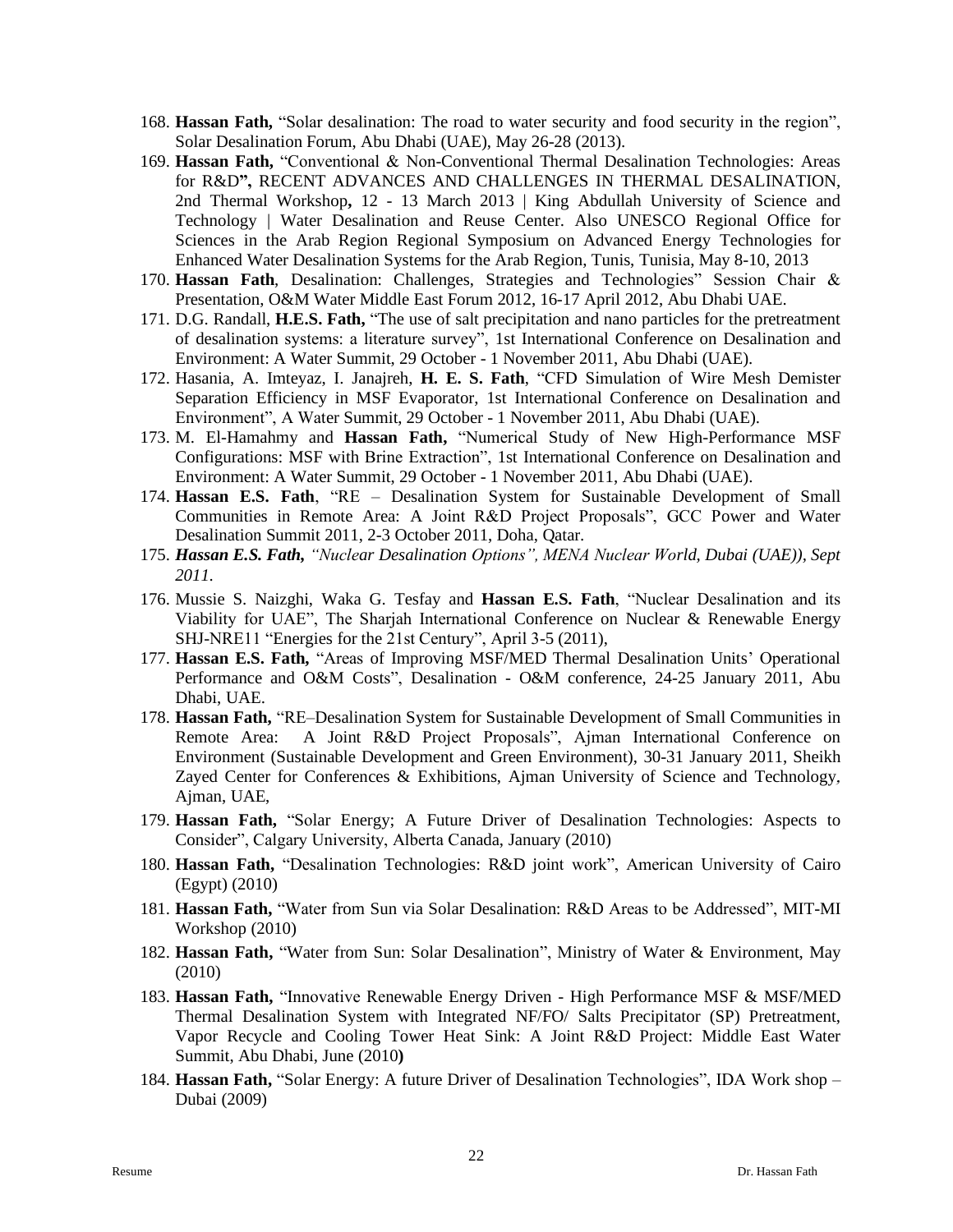168. **Hassan Fath,** "Solar desalination: The road to water security and food security in the region", Solar Desalination Forum, Abu Dhabi (UAE), May 26-28 (2013).
169. **Hassan Fath,** "Conventional & Non-Conventional Thermal Desalination Technologies: Areas for R&D**",** RECENT ADVANCES AND CHALLENGES IN THERMAL DESALINATION, 2nd Thermal Workshop**,** 12 - 13 March 2013 | King Abdullah University of Science and Technology | Water Desalination and Reuse Center. Also UNESCO Regional Office for Sciences in the Arab Region Regional Symposium on Advanced Energy Technologies for Enhanced Water Desalination Systems for the Arab Region, Tunis, Tunisia, May 8-10, 2013
170. **Hassan Fath**, Desalination: Challenges, Strategies and Technologies" Session Chair & Presentation, O&M Water Middle East Forum 2012, 16-17 April 2012, Abu Dhabi UAE.
171. D.G. Randall, **H.E.S. Fath,** "The use of salt precipitation and nano particles for the pretreatment of desalination systems: a literature survey", 1st International Conference on Desalination and Environment: A Water Summit, 29 October - 1 November 2011, Abu Dhabi (UAE).
172. Hasania, A. Imteyaz, I. Janajreh, **H. E. S. Fath**, "CFD Simulation of Wire Mesh Demister Separation Efficiency in MSF Evaporator, 1st International Conference on Desalination and Environment", A Water Summit, 29 October - 1 November 2011, Abu Dhabi (UAE).
173. M. El-Hamahmy and **Hassan Fath,** "Numerical Study of New High-Performance MSF Configurations: MSF with Brine Extraction", 1st International Conference on Desalination and Environment: A Water Summit, 29 October - 1 November 2011, Abu Dhabi (UAE).
174. **Hassan E.S. Fath**, "RE – Desalination System for Sustainable Development of Small Communities in Remote Area: A Joint R&D Project Proposals", GCC Power and Water Desalination Summit 2011, 2-3 October 2011, Doha, Qatar.
175. ***Hassan E.S. Fath,*** *"Nuclear Desalination Options", MENA Nuclear World, Dubai (UAE)), Sept 2011.*
176. Mussie S. Naizghi, Waka G. Tesfay and **Hassan E.S. Fath**, "Nuclear Desalination and its Viability for UAE", The Sharjah International Conference on Nuclear & Renewable Energy SHJ-NRE11 "Energies for the 21st Century", April 3-5 (2011),
177. **Hassan E.S. Fath,** "Areas of Improving MSF/MED Thermal Desalination Units' Operational Performance and O&M Costs", Desalination - O&M conference, 24-25 January 2011, Abu Dhabi, UAE.
178. **Hassan Fath,** "RE–Desalination System for Sustainable Development of Small Communities in Remote Area: A Joint R&D Project Proposals", Ajman International Conference on Environment (Sustainable Development and Green Environment), 30-31 January 2011, Sheikh Zayed Center for Conferences & Exhibitions, Ajman University of Science and Technology, Ajman, UAE,
179. **Hassan Fath,** "Solar Energy; A Future Driver of Desalination Technologies: Aspects to Consider", Calgary University, Alberta Canada, January (2010)
180. **Hassan Fath,** "Desalination Technologies: R&D joint work", American University of Cairo (Egypt) (2010)
181. **Hassan Fath,** "Water from Sun via Solar Desalination: R&D Areas to be Addressed", MIT-MI Workshop (2010)
182. **Hassan Fath,** "Water from Sun: Solar Desalination", Ministry of Water & Environment, May (2010)
183. **Hassan Fath,** "Innovative Renewable Energy Driven - High Performance MSF & MSF/MED Thermal Desalination System with Integrated NF/FO/ Salts Precipitator (SP) Pretreatment, Vapor Recycle and Cooling Tower Heat Sink: A Joint R&D Project: Middle East Water Summit, Abu Dhabi, June (2010**)**
184. **Hassan Fath,** "Solar Energy: A future Driver of Desalination Technologies", IDA Work shop – Dubai (2009)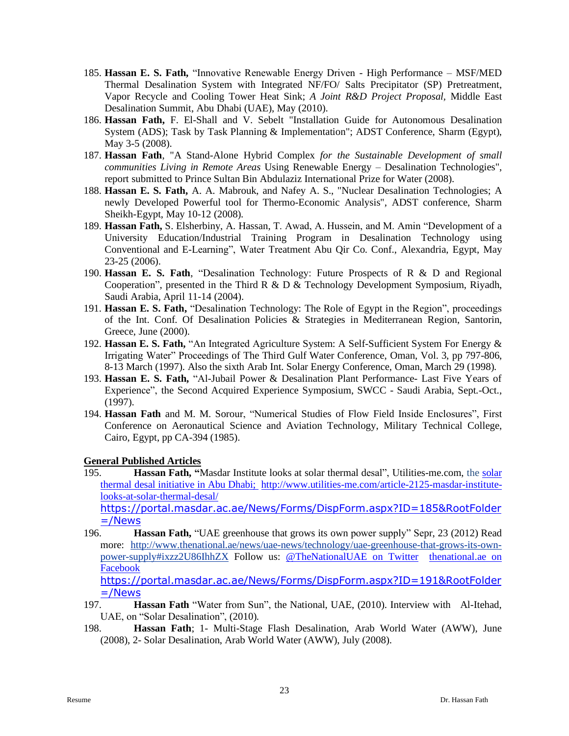185. **Hassan E. S. Fath,** "Innovative Renewable Energy Driven - High Performance – MSF/MED Thermal Desalination System with Integrated NF/FO/ Salts Precipitator (SP) Pretreatment, Vapor Recycle and Cooling Tower Heat Sink; *A Joint R&D Project Proposal,* Middle East Desalination Summit, Abu Dhabi (UAE), May (2010).
186. **Hassan Fath,** F. El-Shall and V. Sebelt "Installation Guide for Autonomous Desalination System (ADS); Task by Task Planning & Implementation"; ADST Conference, Sharm (Egypt), May 3-5 (2008).
187. **Hassan Fath**, "A Stand-Alone Hybrid Complex *for the Sustainable Development of small communities Living in Remote Areas* Using Renewable Energy – Desalination Technologies", report submitted to Prince Sultan Bin Abdulaziz International Prize for Water (2008).
188. **Hassan E. S. Fath,** A. A. Mabrouk, and Nafey A. S., "Nuclear Desalination Technologies; A newly Developed Powerful tool for Thermo-Economic Analysis", ADST conference, Sharm Sheikh-Egypt, May 10-12 (2008).
189. **Hassan Fath,** S. Elsherbiny, A. Hassan, T. Awad, A. Hussein, and M. Amin "Development of a University Education/Industrial Training Program in Desalination Technology using Conventional and E-Learning", Water Treatment Abu Qir Co. Conf., Alexandria, Egypt, May 23-25 (2006).
190. **Hassan E. S. Fath**, "Desalination Technology: Future Prospects of R & D and Regional Cooperation", presented in the Third R & D & Technology Development Symposium, Riyadh, Saudi Arabia, April 11-14 (2004).
191. **Hassan E. S. Fath,** "Desalination Technology: The Role of Egypt in the Region", proceedings of the Int. Conf. Of Desalination Policies & Strategies in Mediterranean Region, Santorin, Greece, June (2000).
192. **Hassan E. S. Fath,** "An Integrated Agriculture System: A Self-Sufficient System For Energy & Irrigating Water" Proceedings of The Third Gulf Water Conference, Oman, Vol. 3, pp 797-806, 8-13 March (1997). Also the sixth Arab Int. Solar Energy Conference, Oman, March 29 (1998).
193. **Hassan E. S. Fath,** "Al-Jubail Power & Desalination Plant Performance- Last Five Years of Experience", the Second Acquired Experience Symposium, SWCC - Saudi Arabia, Sept.-Oct., (1997).
194. **Hassan Fath** and M. M. Sorour, "Numerical Studies of Flow Field Inside Enclosures", First Conference on Aeronautical Science and Aviation Technology, Military Technical College, Cairo, Egypt, pp CA-394 (1985).

**General Published Articles**

195. **Hassan Fath, "**Masdar Institute looks at solar thermal desal", Utilities-me.com, the solar thermal desal initiative in Abu Dhabi; http://www.utilities-me.com/article-2125-masdar-institute-looks-at-solar-thermal-desal/ https://portal.masdar.ac.ae/News/Forms/DispForm.aspx?ID=185&RootFolder=/News
196. **Hassan Fath,** "UAE greenhouse that grows its own power supply" Sepr, 23 (2012) Read more: http://www.thenational.ae/news/uae-news/technology/uae-greenhouse-that-grows-its-own-power-supply#ixzz2U86IhhZX Follow us: @TheNationalUAE on Twitter thenational.ae on Facebook https://portal.masdar.ac.ae/News/Forms/DispForm.aspx?ID=191&RootFolder=/News
197. **Hassan Fath** "Water from Sun", the National, UAE, (2010). Interview with Al-Itehad, UAE, on "Solar Desalination", (2010).
198. **Hassan Fath**; 1- Multi-Stage Flash Desalination, Arab World Water (AWW), June (2008), 2- Solar Desalination, Arab World Water (AWW), July (2008).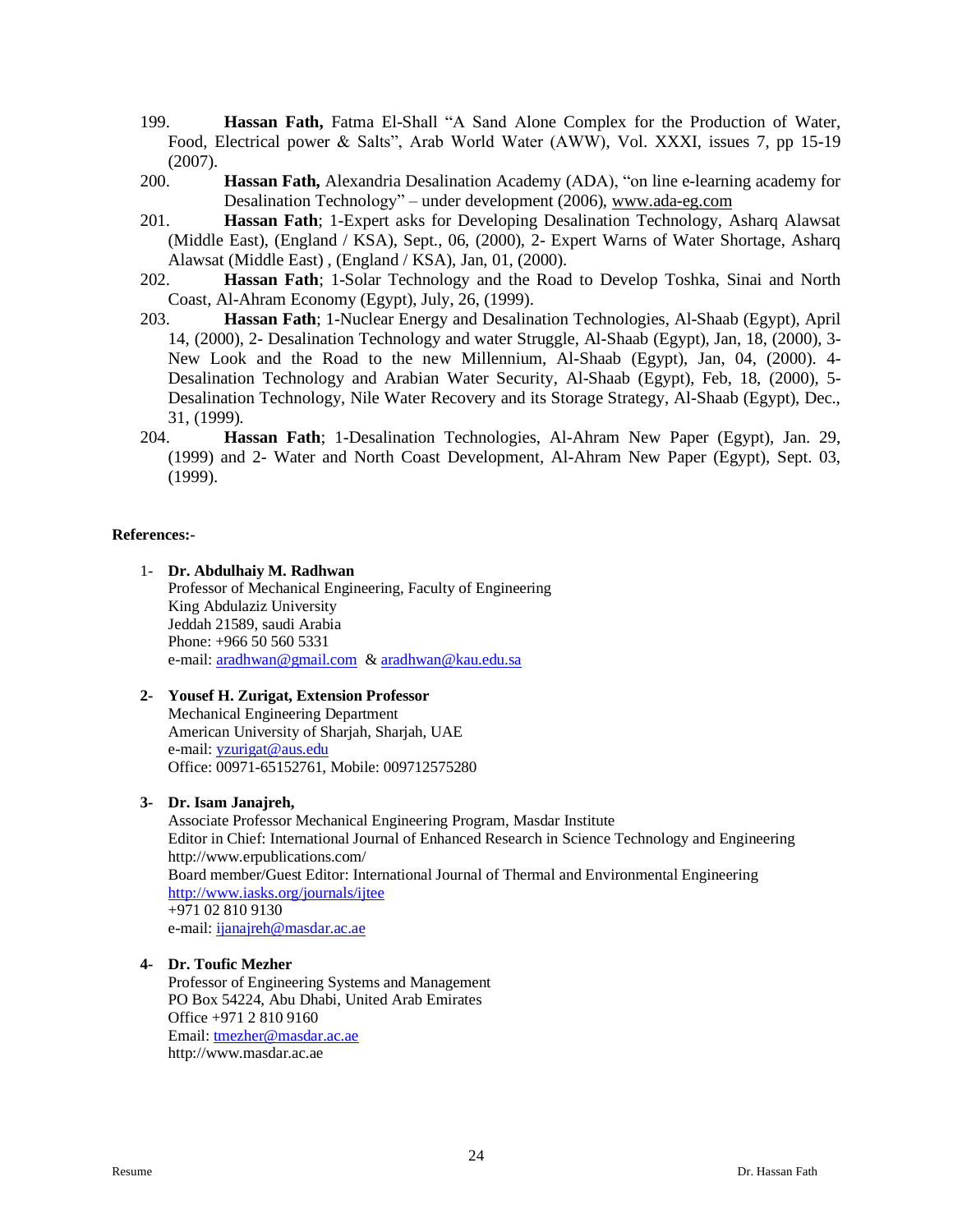199. **Hassan Fath,** Fatma El-Shall "A Sand Alone Complex for the Production of Water, Food, Electrical power & Salts", Arab World Water (AWW), Vol. XXXI, issues 7, pp 15-19 (2007).
200. **Hassan Fath,** Alexandria Desalination Academy (ADA), "on line e-learning academy for Desalination Technology" – under development (2006), www.ada-eg.com
201. **Hassan Fath**; 1-Expert asks for Developing Desalination Technology, Asharq Alawsat (Middle East), (England / KSA), Sept., 06, (2000), 2- Expert Warns of Water Shortage, Asharq Alawsat (Middle East) , (England / KSA), Jan, 01, (2000).
202. **Hassan Fath**; 1-Solar Technology and the Road to Develop Toshka, Sinai and North Coast, Al-Ahram Economy (Egypt), July, 26, (1999).
203. **Hassan Fath**; 1-Nuclear Energy and Desalination Technologies, Al-Shaab (Egypt), April 14, (2000), 2- Desalination Technology and water Struggle, Al-Shaab (Egypt), Jan, 18, (2000), 3- New Look and the Road to the new Millennium, Al-Shaab (Egypt), Jan, 04, (2000). 4- Desalination Technology and Arabian Water Security, Al-Shaab (Egypt), Feb, 18, (2000), 5- Desalination Technology, Nile Water Recovery and its Storage Strategy, Al-Shaab (Egypt), Dec., 31, (1999).
204. **Hassan Fath**; 1-Desalination Technologies, Al-Ahram New Paper (Egypt), Jan. 29, (1999) and 2- Water and North Coast Development, Al-Ahram New Paper (Egypt), Sept. 03, (1999).

**References:-**

1- **Dr. Abdulhaiy M. Radhwan**
Professor of Mechanical Engineering, Faculty of Engineering
King Abdulaziz University
Jeddah 21589, saudi Arabia
Phone: +966 50 560 5331
e-mail: aradhwan@gmail.com & aradhwan@kau.edu.sa

2- **Yousef H. Zurigat, Extension Professor**
Mechanical Engineering Department
American University of Sharjah, Sharjah, UAE
e-mail: yzurigat@aus.edu
Office: 00971-65152761, Mobile: 009712575280

3- **Dr. Isam Janajreh,**
Associate Professor Mechanical Engineering Program, Masdar Institute
Editor in Chief: International Journal of Enhanced Research in Science Technology and Engineering
http://www.erpublications.com/
Board member/Guest Editor: International Journal of Thermal and Environmental Engineering
http://www.iasks.org/journals/ijtee
+971 02 810 9130
e-mail: ijanajreh@masdar.ac.ae

4- **Dr. Toufic Mezher**
Professor of Engineering Systems and Management
PO Box 54224, Abu Dhabi, United Arab Emirates
Office +971 2 810 9160
Email: tmezher@masdar.ac.ae
http://www.masdar.ac.ae